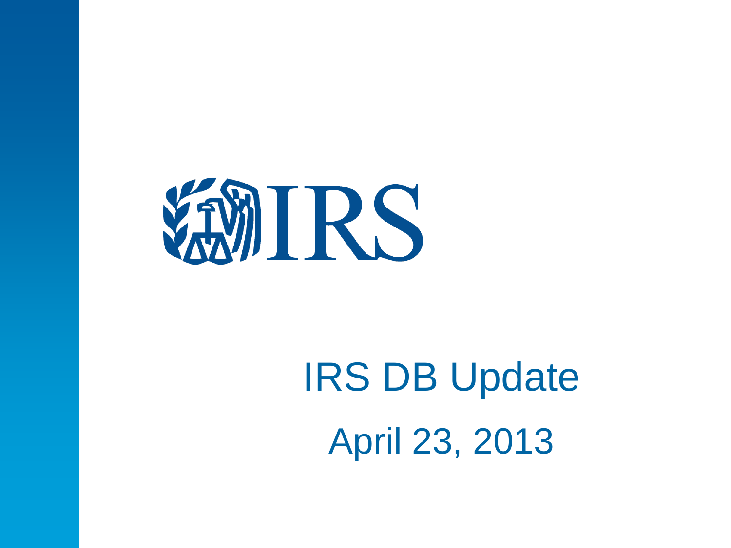IRS

# IRS DB Update

April 23, 2013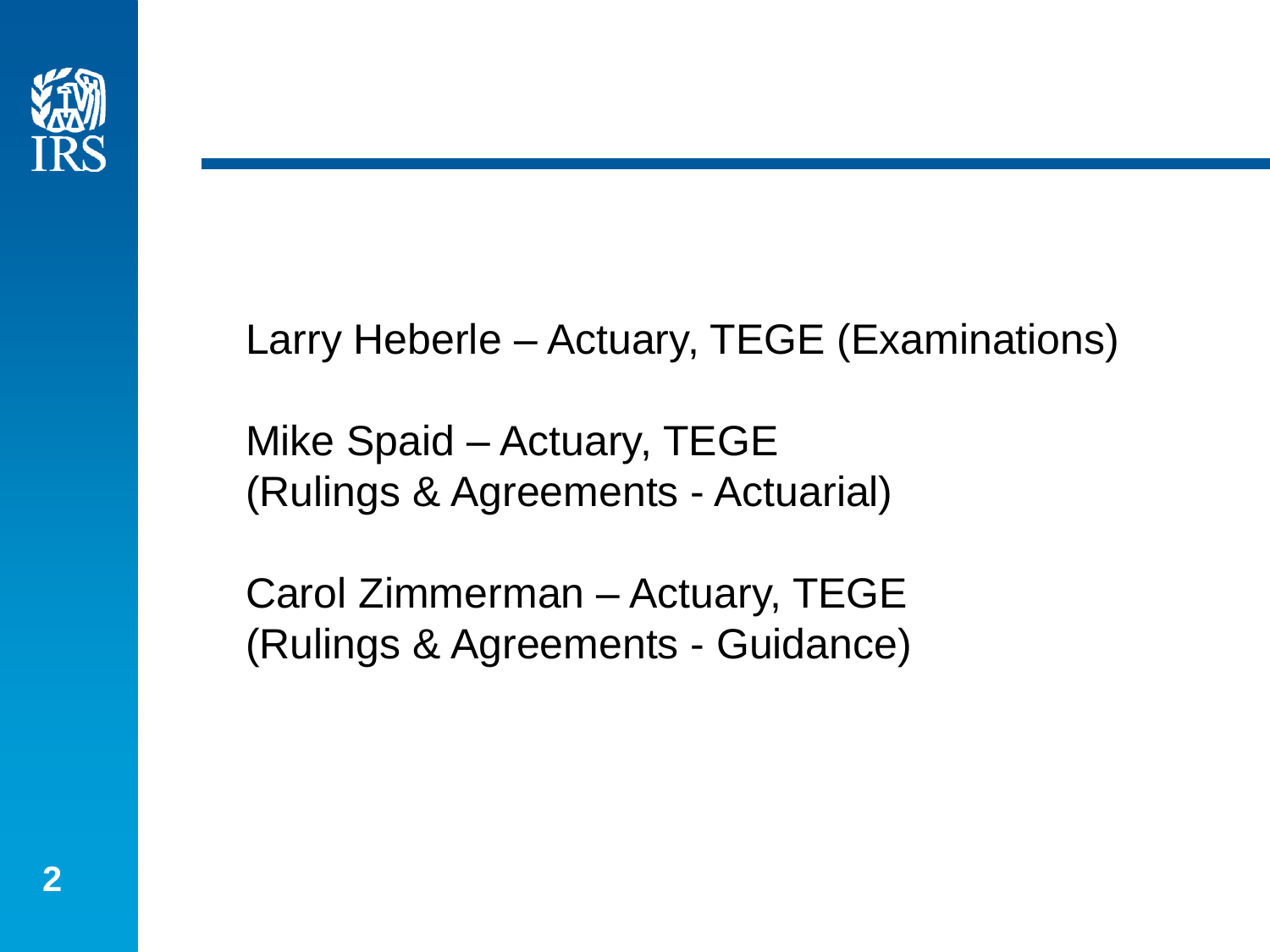Larry Heberle – Actuary, TEGE (Examinations)

Mike Spaid – Actuary, TEGE
(Rulings & Agreements - Actuarial)

Carol Zimmerman – Actuary, TEGE
(Rulings & Agreements - Guidance)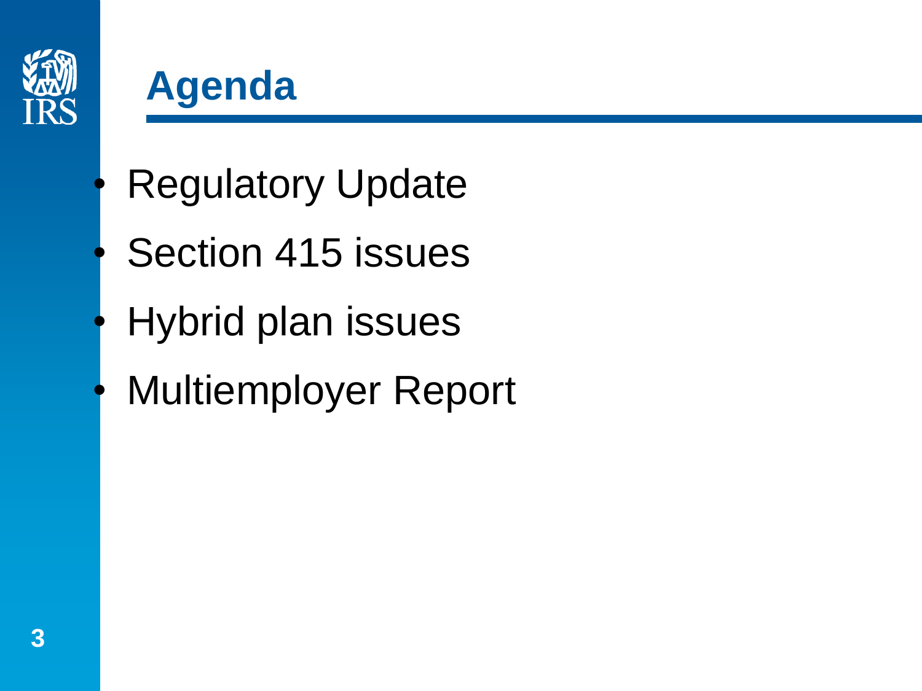# Agenda

- Regulatory Update
- Section 415 issues
- Hybrid plan issues
- Multiemployer Report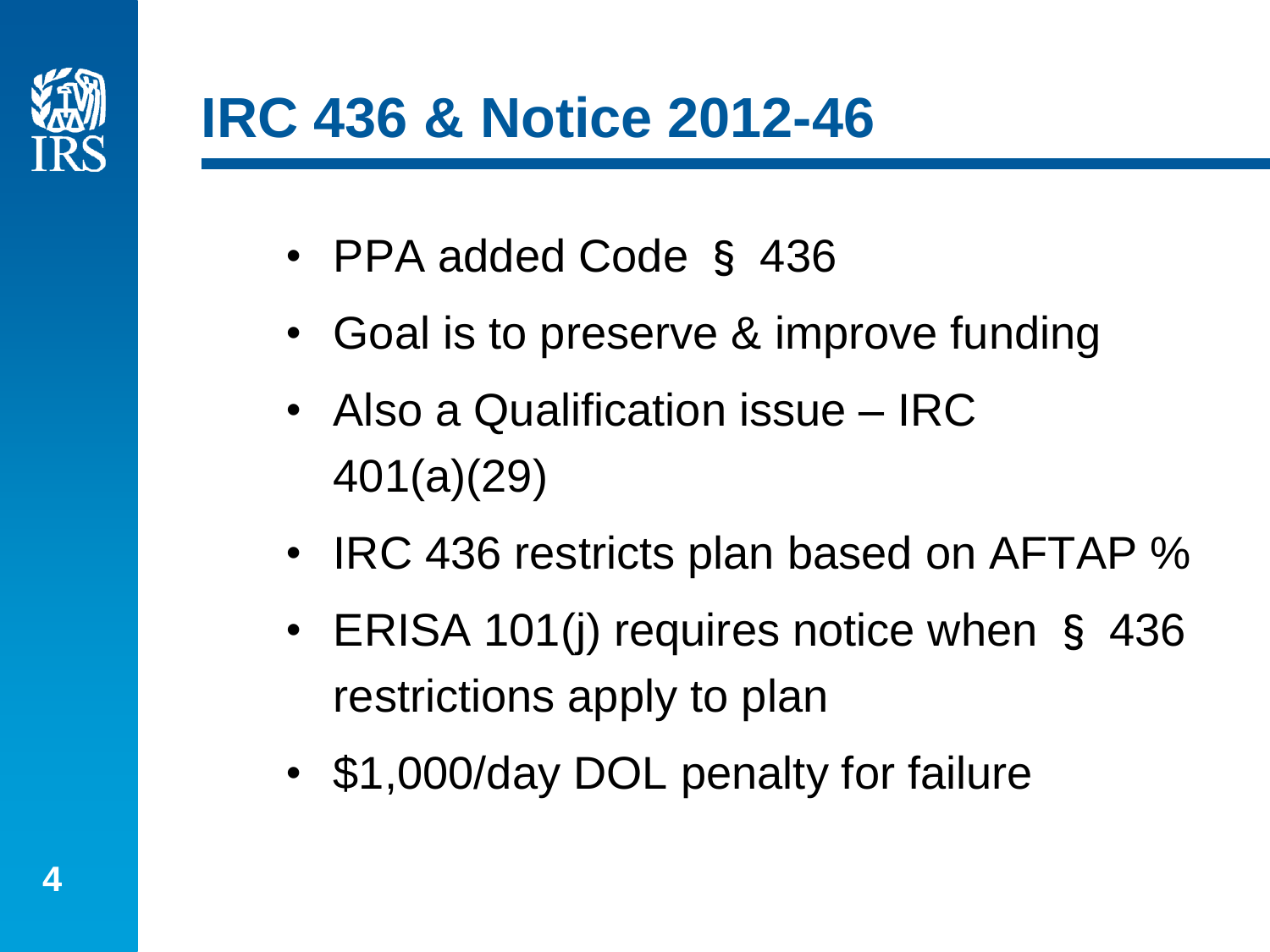# IRC 436 & Notice 2012-46

- PPA added Code § 436
- Goal is to preserve & improve funding
- Also a Qualification issue – IRC 401(a)(29)
- IRC 436 restricts plan based on AFTAP %
- ERISA 101(j) requires notice when § 436 restrictions apply to plan
- $1,000/day DOL penalty for failure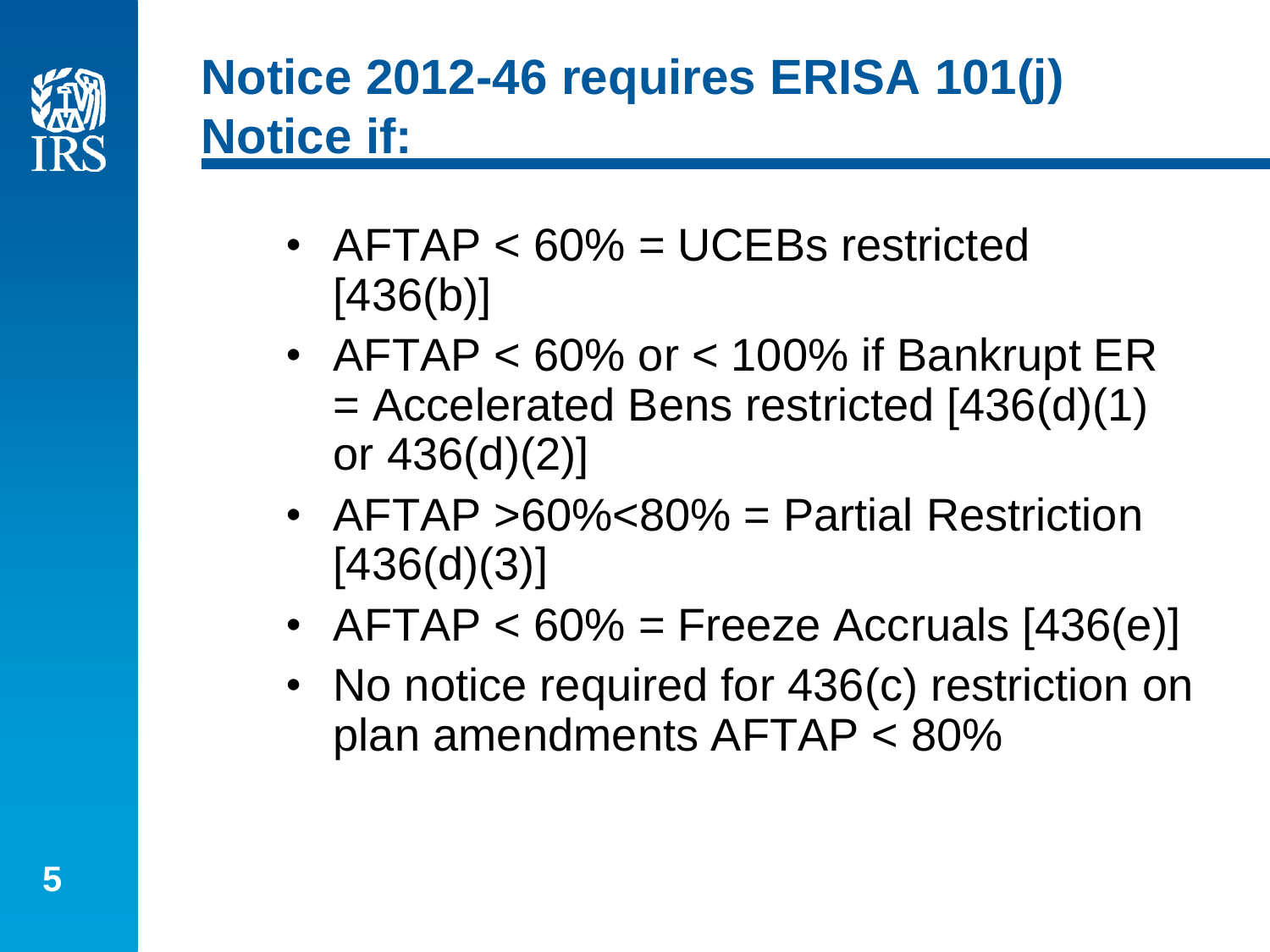# Notice 2012-46 requires ERISA 101(j) Notice if:

- AFTAP < 60% = UCEBs restricted [436(b)]
- AFTAP < 60% or < 100% if Bankrupt ER = Accelerated Bens restricted [436(d)(1) or 436(d)(2)]
- AFTAP >60%<80% = Partial Restriction [436(d)(3)]
- AFTAP < 60% = Freeze Accruals [436(e)]
- No notice required for 436(c) restriction on plan amendments AFTAP < 80%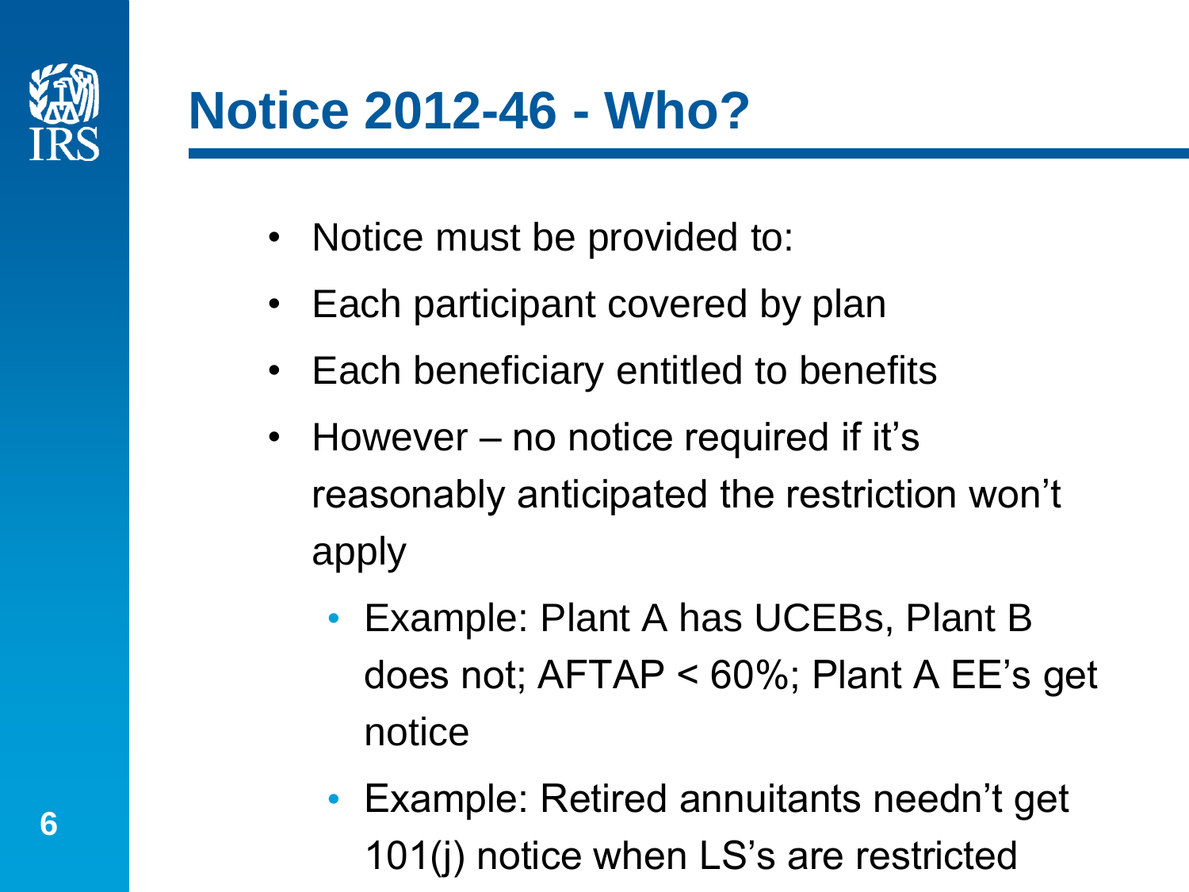# Notice 2012-46 - Who?

- Notice must be provided to:
- Each participant covered by plan
- Each beneficiary entitled to benefits
- However – no notice required if it's reasonably anticipated the restriction won't apply
  - Example: Plant A has UCEBs, Plant B does not; AFTAP < 60%; Plant A EE's get notice
  - Example: Retired annuitants needn't get 101(j) notice when LS's are restricted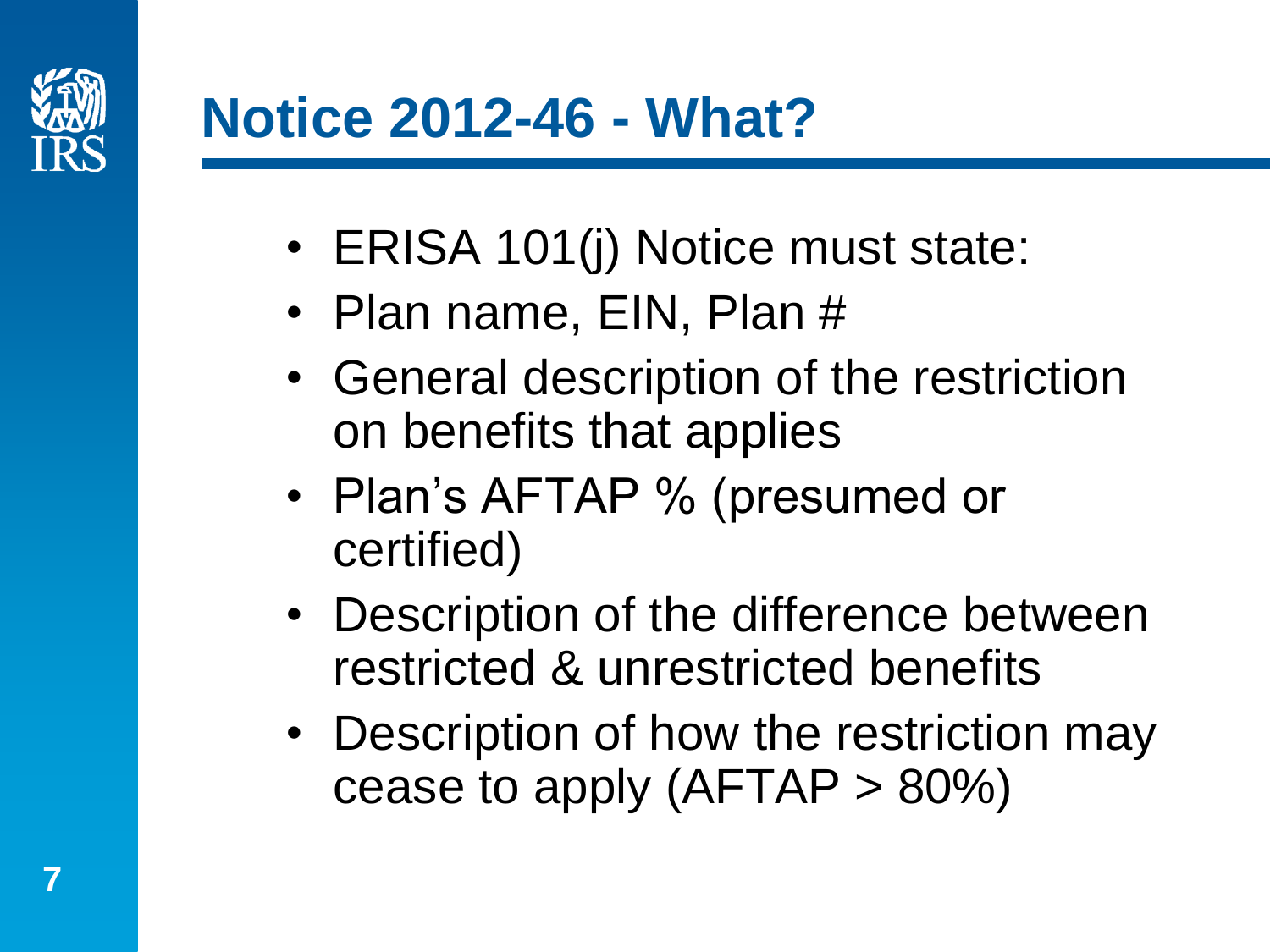# Notice 2012-46 - What?

- ERISA 101(j) Notice must state:
- Plan name, EIN, Plan #
- General description of the restriction on benefits that applies
- Plan's AFTAP % (presumed or certified)
- Description of the difference between restricted & unrestricted benefits
- Description of how the restriction may cease to apply (AFTAP > 80%)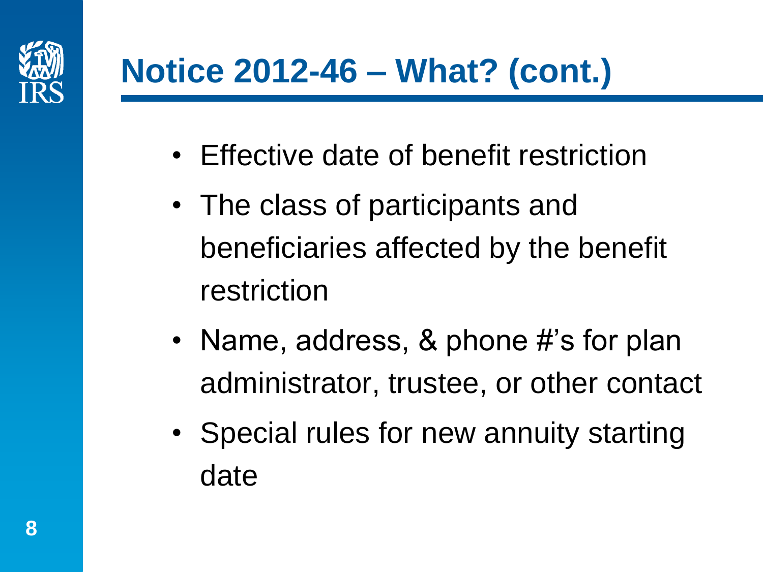# Notice 2012-46 – What? (cont.)

- Effective date of benefit restriction
- The class of participants and beneficiaries affected by the benefit restriction
- Name, address, & phone #'s for plan administrator, trustee, or other contact
- Special rules for new annuity starting date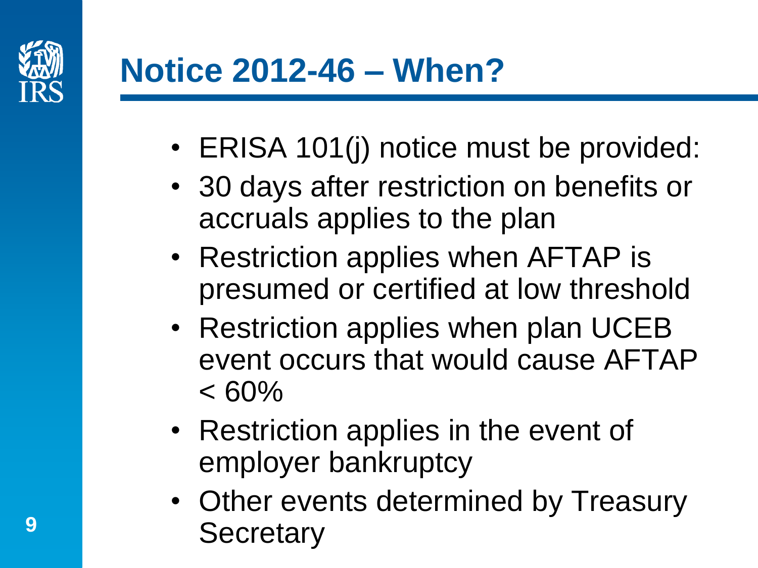# Notice 2012-46 – When?

- ERISA 101(j) notice must be provided:
- 30 days after restriction on benefits or accruals applies to the plan
- Restriction applies when AFTAP is presumed or certified at low threshold
- Restriction applies when plan UCEB event occurs that would cause AFTAP < 60%
- Restriction applies in the event of employer bankruptcy
- Other events determined by Treasury Secretary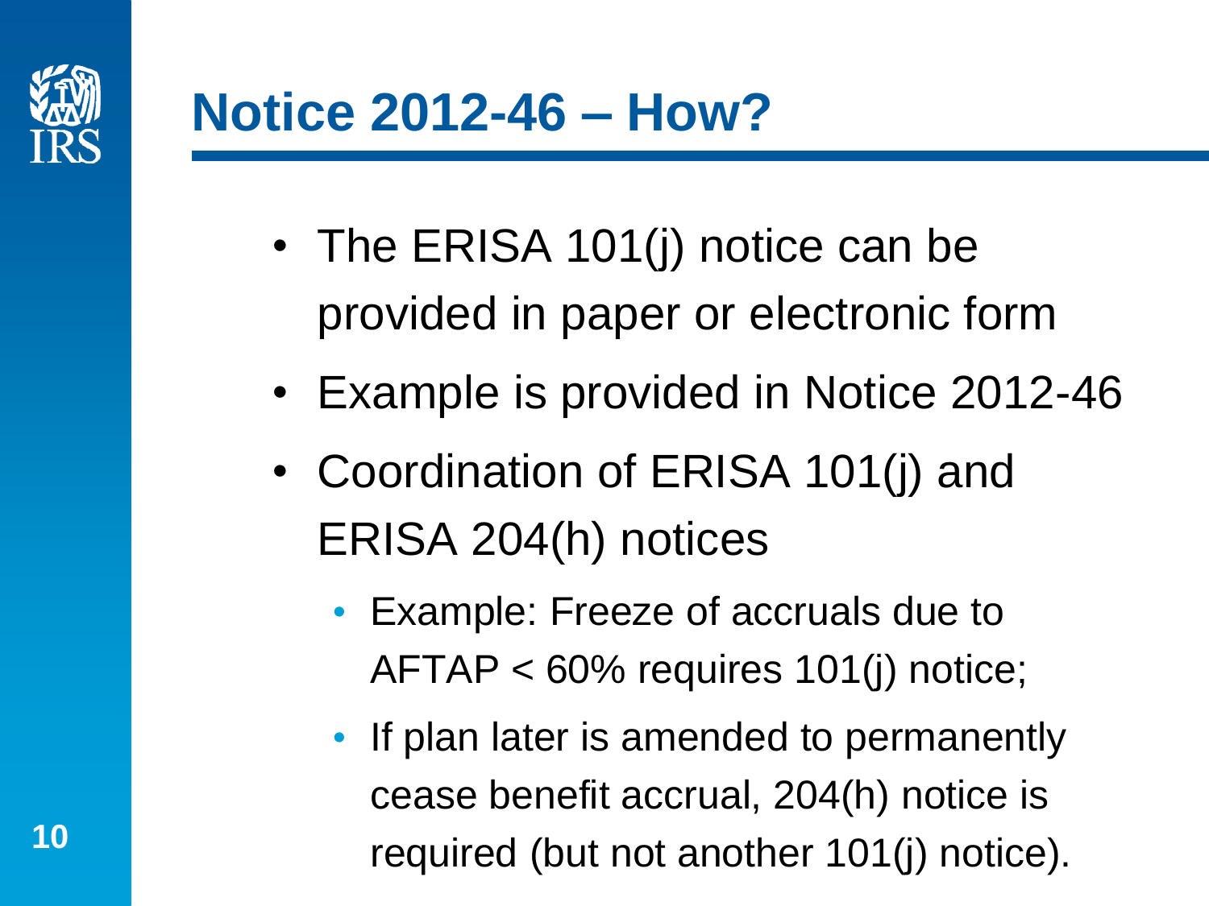# Notice 2012-46 – How?

- The ERISA 101(j) notice can be provided in paper or electronic form
- Example is provided in Notice 2012-46
- Coordination of ERISA 101(j) and ERISA 204(h) notices
  - Example: Freeze of accruals due to AFTAP < 60% requires 101(j) notice;
  - If plan later is amended to permanently cease benefit accrual, 204(h) notice is required (but not another 101(j) notice).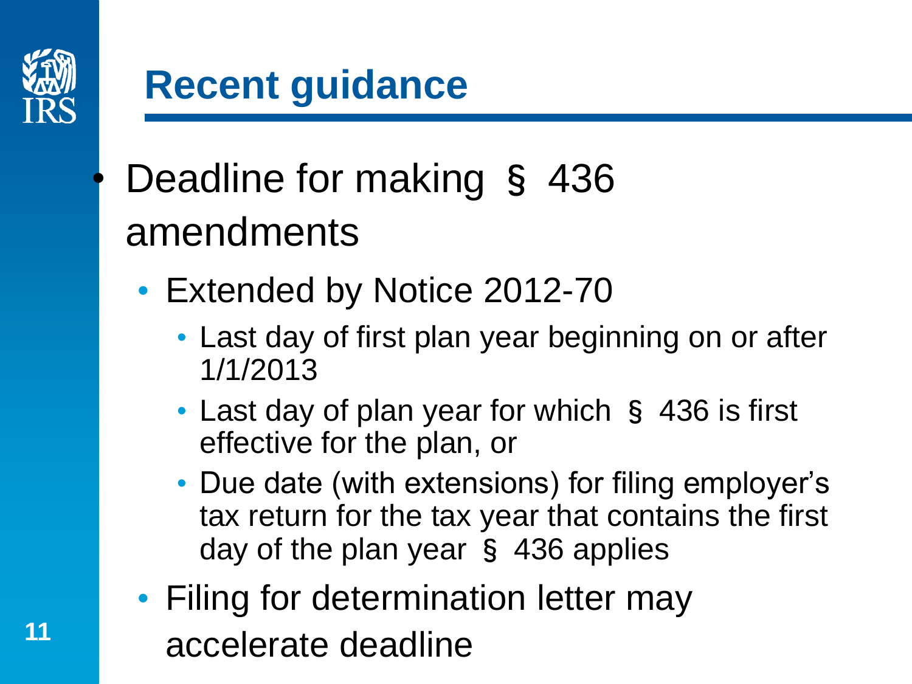# Recent guidance

- Deadline for making § 436 amendments
  - Extended by Notice 2012-70
    - Last day of first plan year beginning on or after 1/1/2013
    - Last day of plan year for which § 436 is first effective for the plan, or
    - Due date (with extensions) for filing employer's tax return for the tax year that contains the first day of the plan year § 436 applies
  - Filing for determination letter may accelerate deadline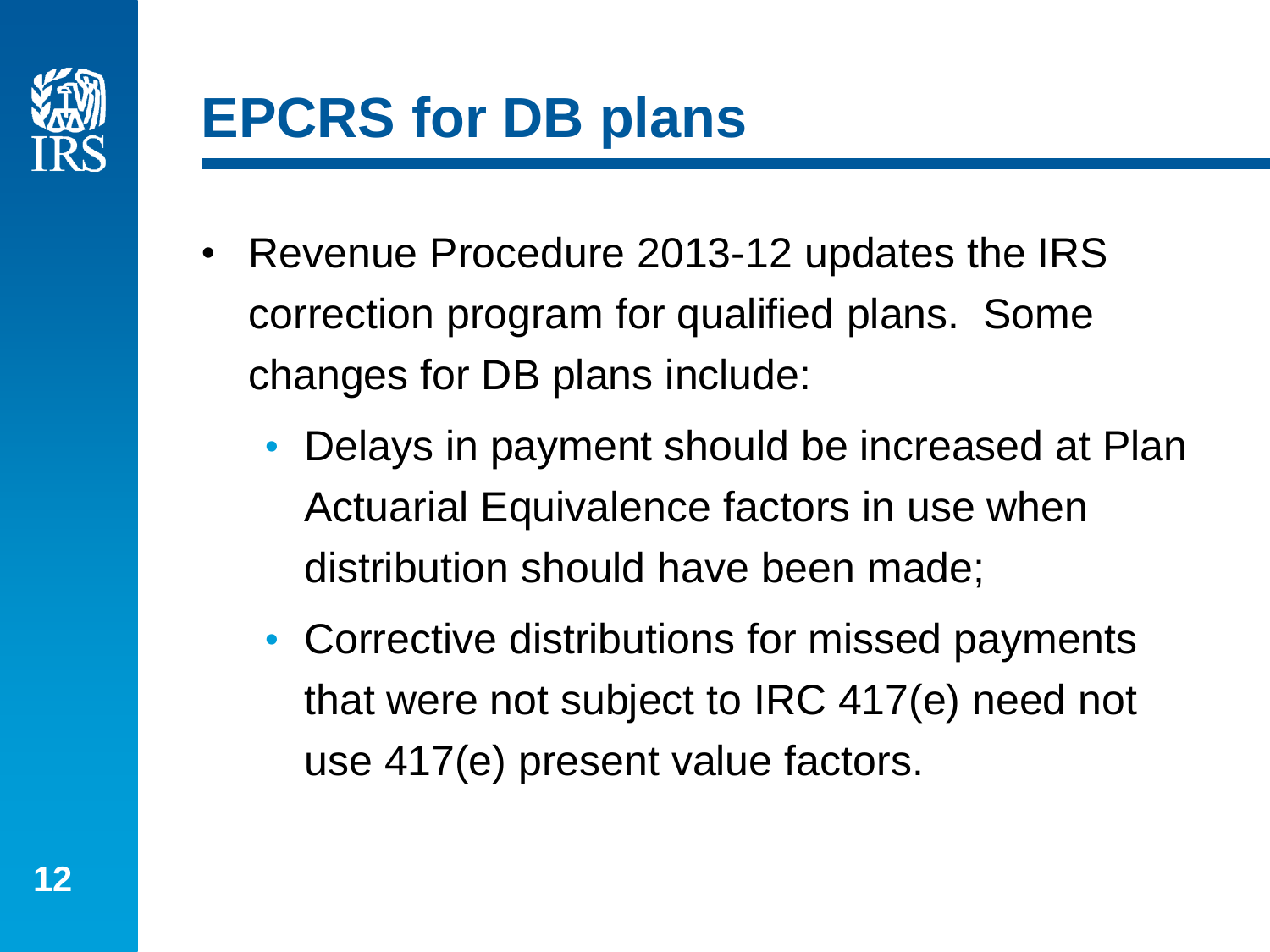# EPCRS for DB plans

- Revenue Procedure 2013-12 updates the IRS correction program for qualified plans. Some changes for DB plans include:
  - Delays in payment should be increased at Plan Actuarial Equivalence factors in use when distribution should have been made;
  - Corrective distributions for missed payments that were not subject to IRC 417(e) need not use 417(e) present value factors.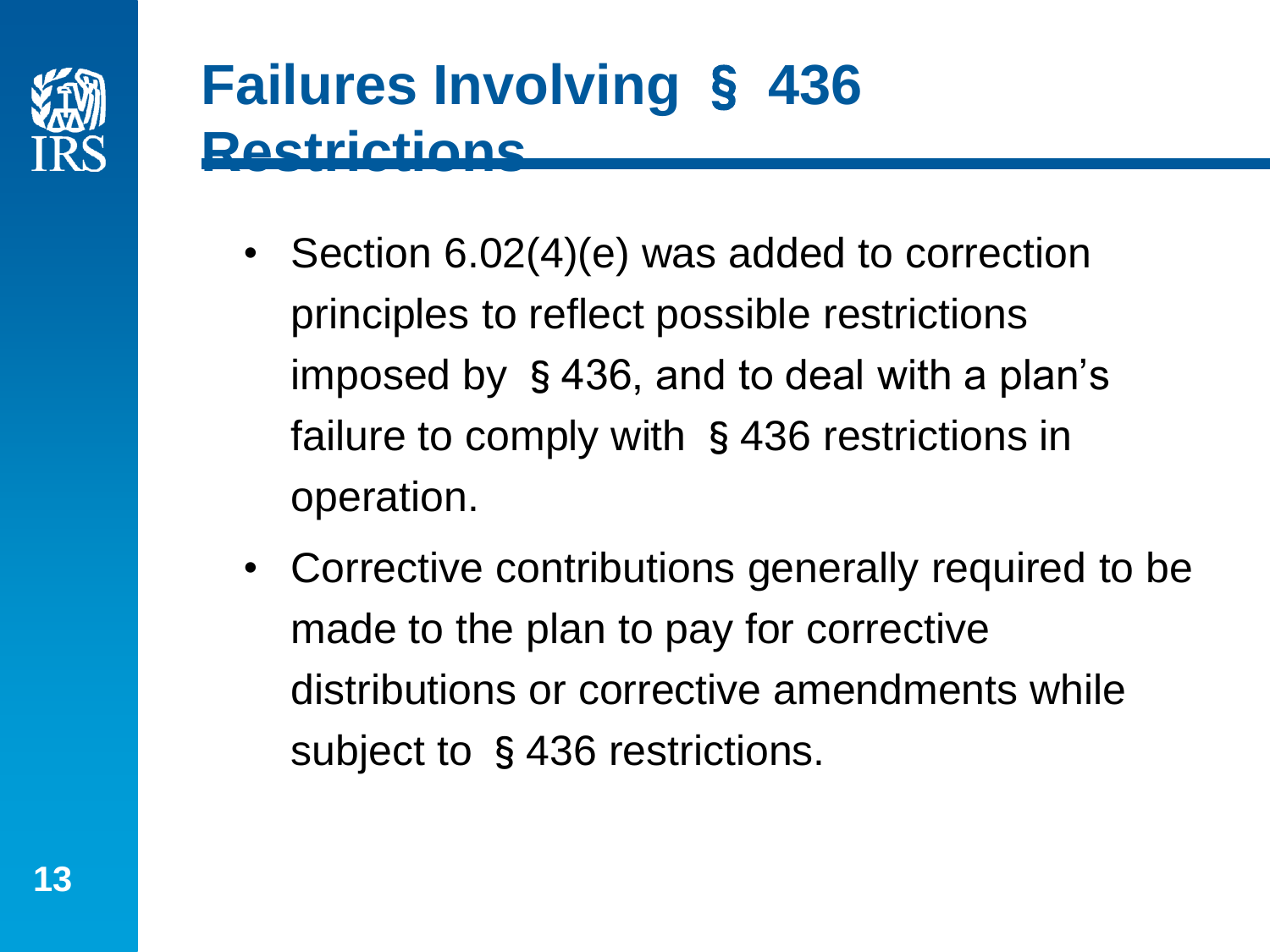# Failures Involving § 436 Restrictions

- Section 6.02(4)(e) was added to correction principles to reflect possible restrictions imposed by § 436, and to deal with a plan's failure to comply with § 436 restrictions in operation.
- Corrective contributions generally required to be made to the plan to pay for corrective distributions or corrective amendments while subject to § 436 restrictions.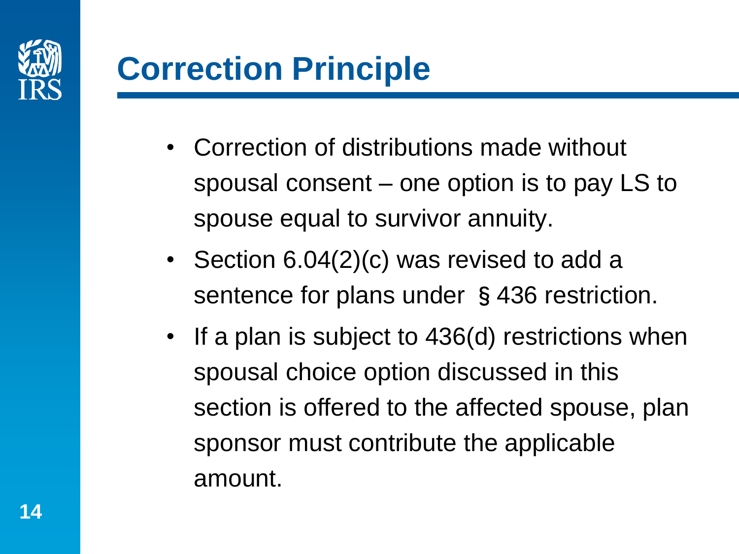# Correction Principle

- Correction of distributions made without spousal consent – one option is to pay LS to spouse equal to survivor annuity.
- Section 6.04(2)(c) was revised to add a sentence for plans under § 436 restriction.
- If a plan is subject to 436(d) restrictions when spousal choice option discussed in this section is offered to the affected spouse, plan sponsor must contribute the applicable amount.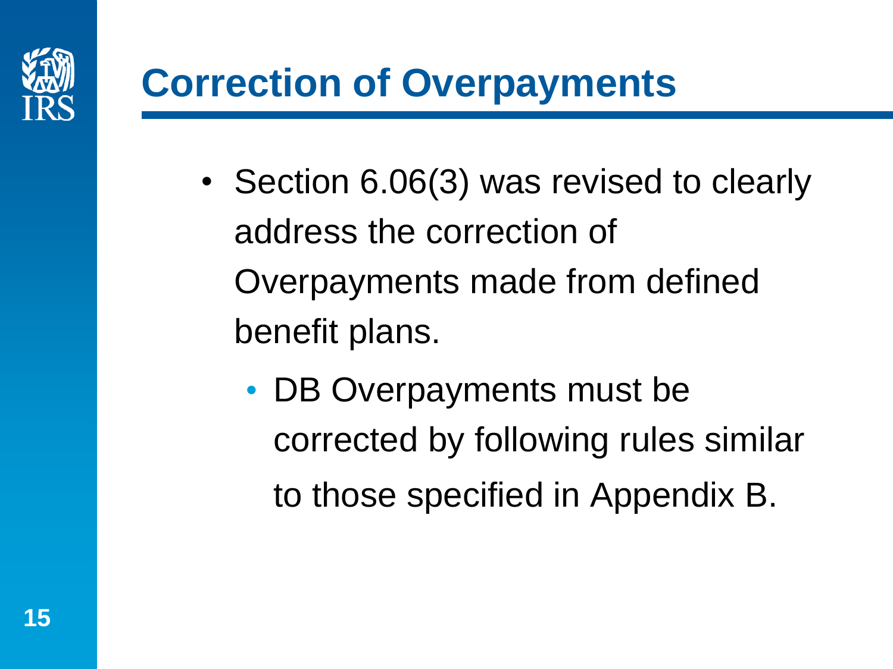# Correction of Overpayments

- Section 6.06(3) was revised to clearly address the correction of Overpayments made from defined benefit plans.
  - DB Overpayments must be corrected by following rules similar to those specified in Appendix B.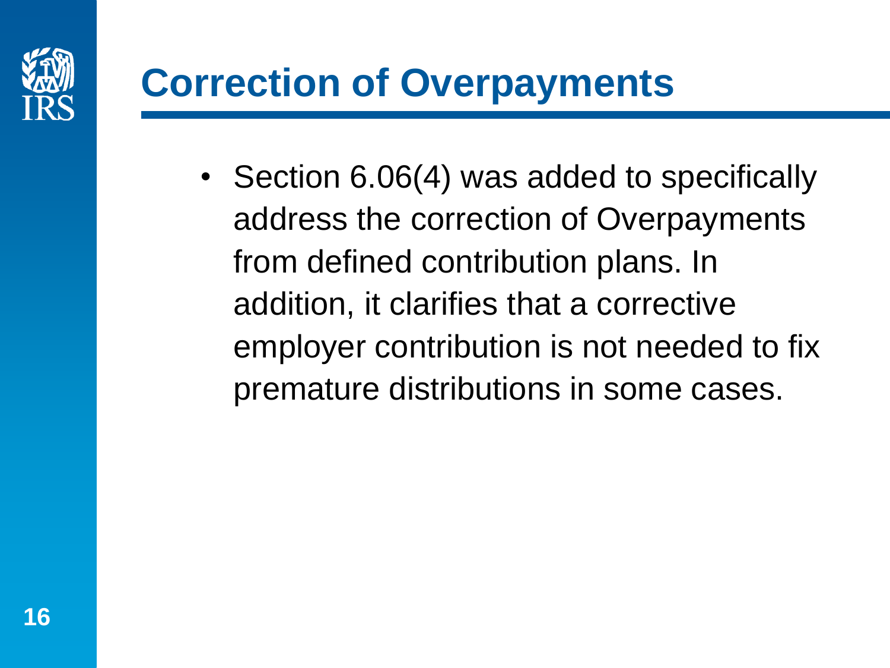# Correction of Overpayments

- Section 6.06(4) was added to specifically address the correction of Overpayments from defined contribution plans. In addition, it clarifies that a corrective employer contribution is not needed to fix premature distributions in some cases.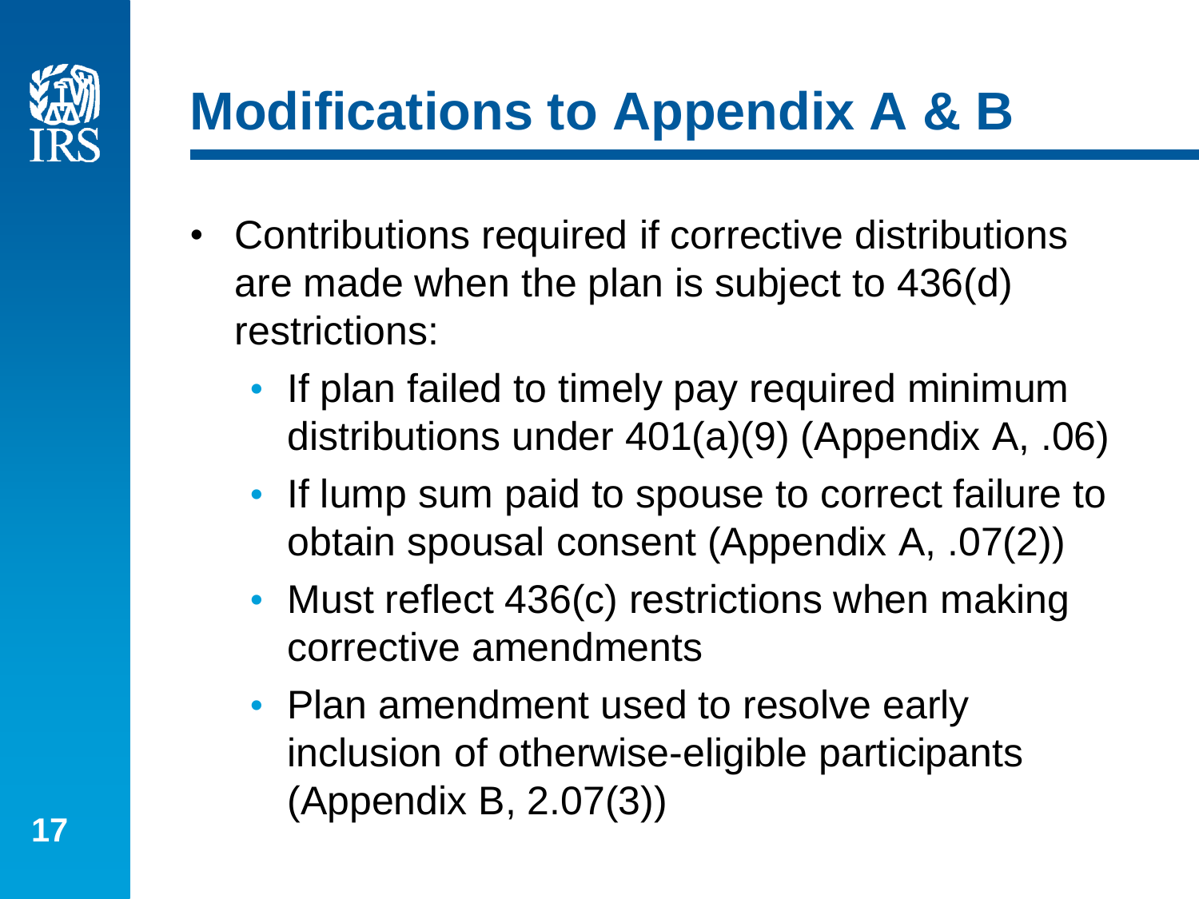# Modifications to Appendix A & B

- Contributions required if corrective distributions are made when the plan is subject to 436(d) restrictions:
  - If plan failed to timely pay required minimum distributions under 401(a)(9) (Appendix A, .06)
  - If lump sum paid to spouse to correct failure to obtain spousal consent (Appendix A, .07(2))
  - Must reflect 436(c) restrictions when making corrective amendments
  - Plan amendment used to resolve early inclusion of otherwise-eligible participants (Appendix B, 2.07(3))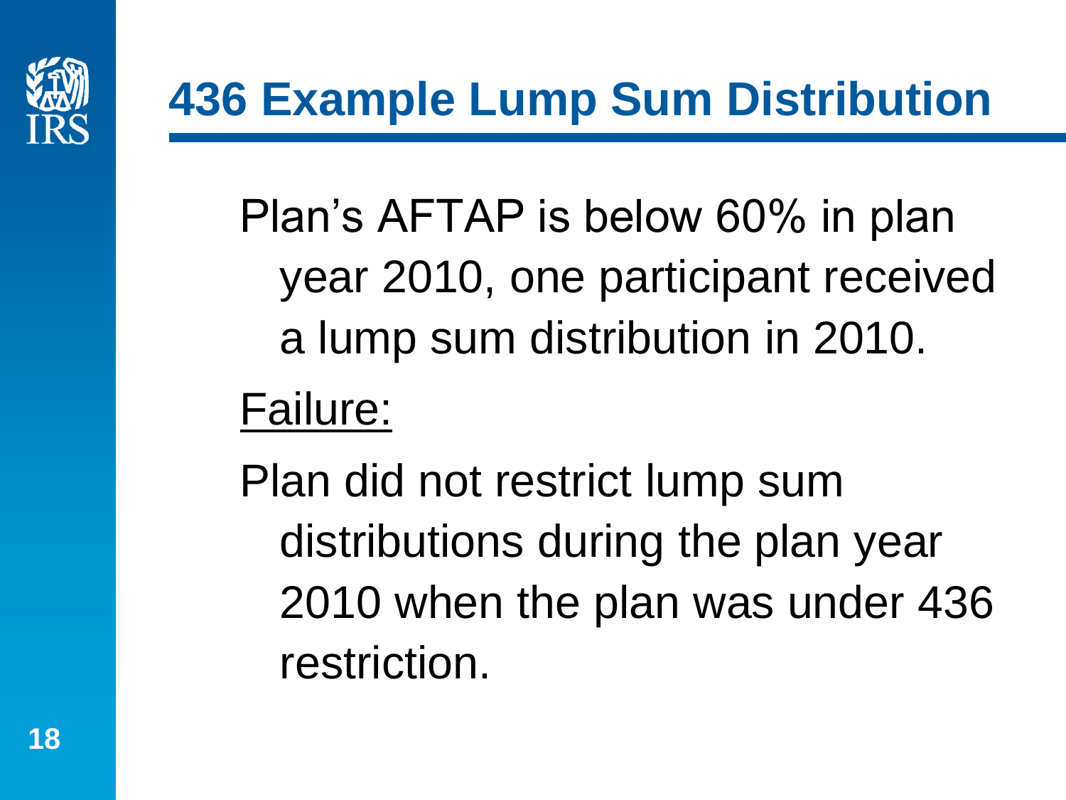# 436 Example Lump Sum Distribution

Plan's AFTAP is below 60% in plan year 2010, one participant received a lump sum distribution in 2010.

Failure:

Plan did not restrict lump sum distributions during the plan year 2010 when the plan was under 436 restriction.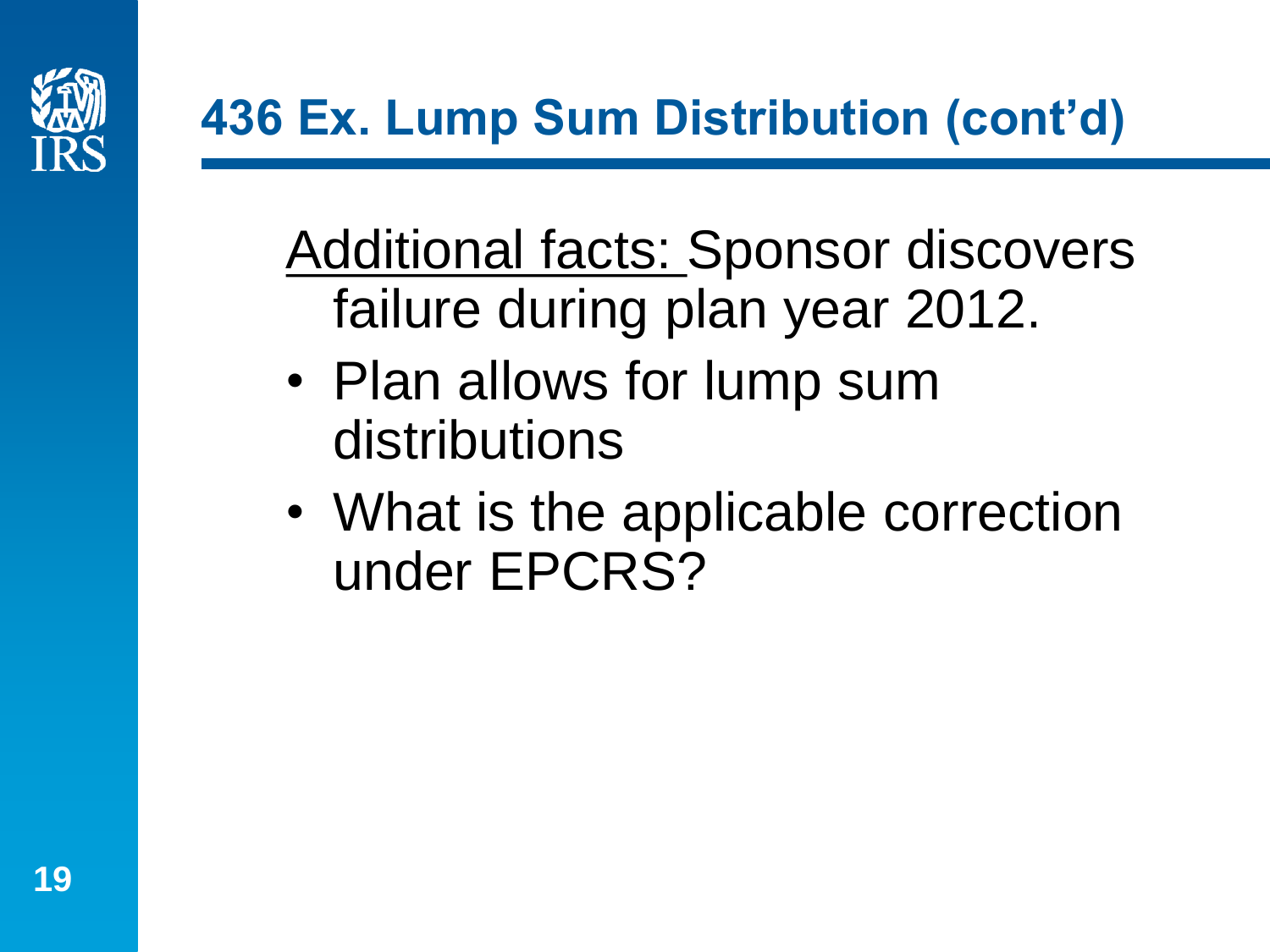# 436 Ex. Lump Sum Distribution (cont'd)

Additional facts: Sponsor discovers failure during plan year 2012.

- Plan allows for lump sum distributions
- What is the applicable correction under EPCRS?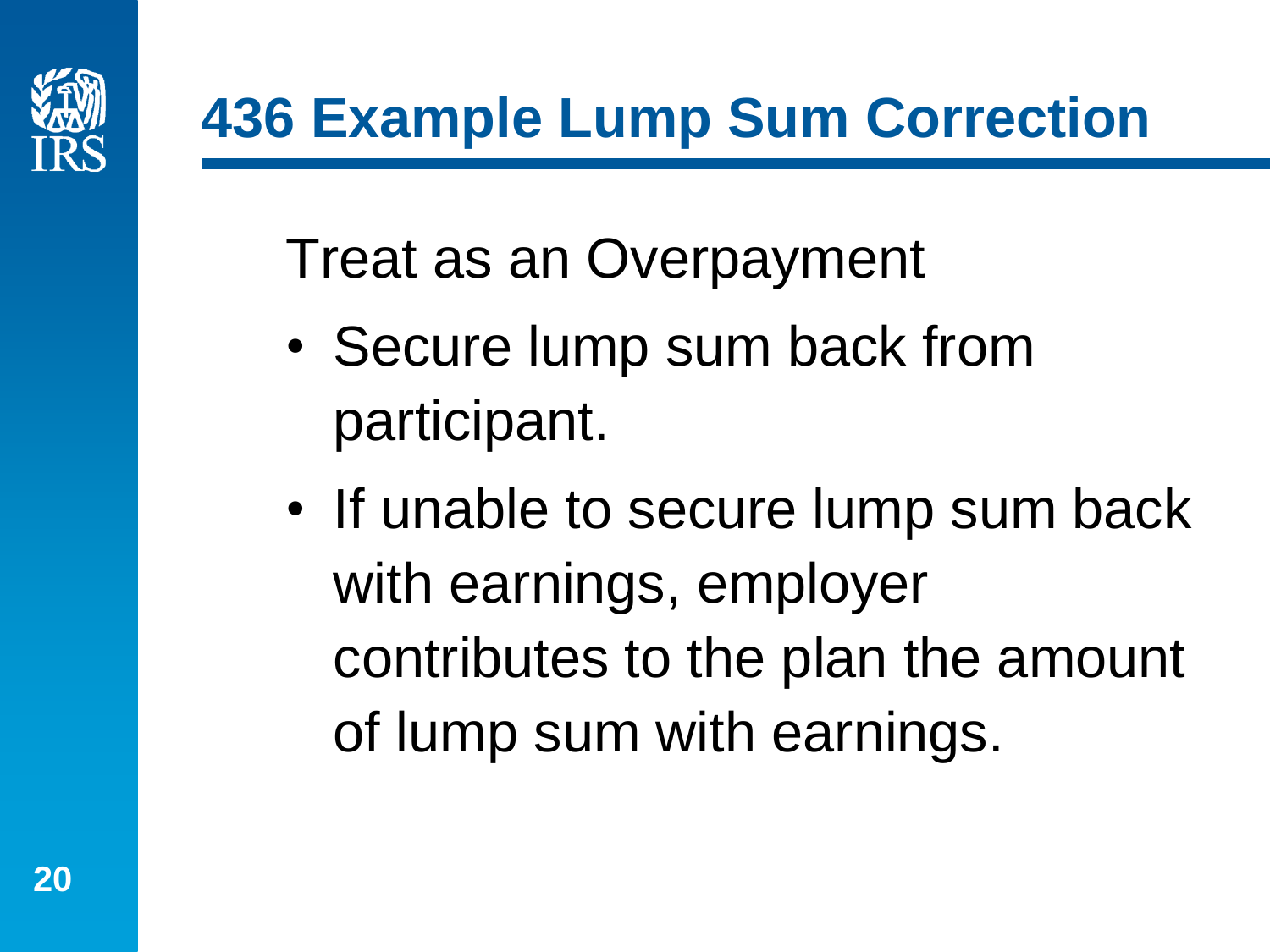# 436 Example Lump Sum Correction

Treat as an Overpayment

- Secure lump sum back from participant.
- If unable to secure lump sum back with earnings, employer contributes to the plan the amount of lump sum with earnings.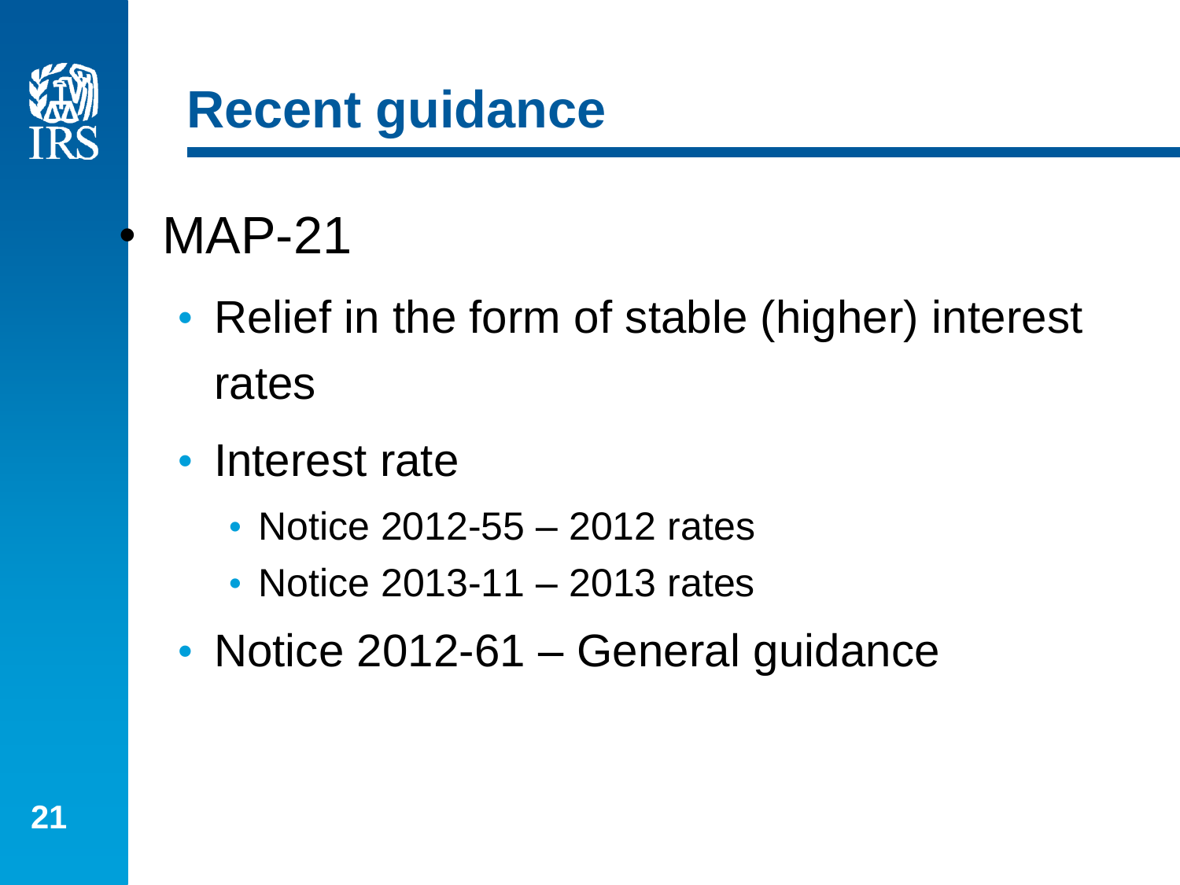# Recent guidance

- MAP-21
  - Relief in the form of stable (higher) interest rates
  - Interest rate
    - Notice 2012-55 – 2012 rates
    - Notice 2013-11 – 2013 rates
  - Notice 2012-61 – General guidance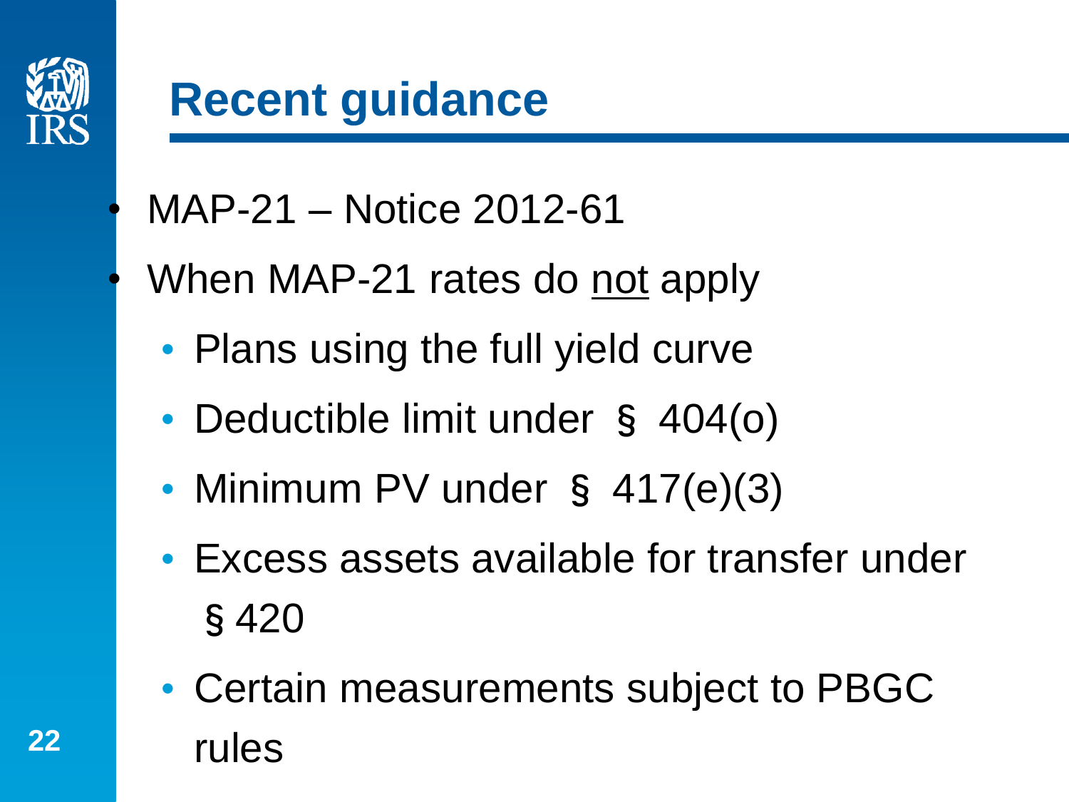# Recent guidance

- MAP-21 – Notice 2012-61
- When MAP-21 rates do <u>not</u> apply
  - Plans using the full yield curve
  - Deductible limit under § 404(o)
  - Minimum PV under § 417(e)(3)
  - Excess assets available for transfer under § 420
  - Certain measurements subject to PBGC rules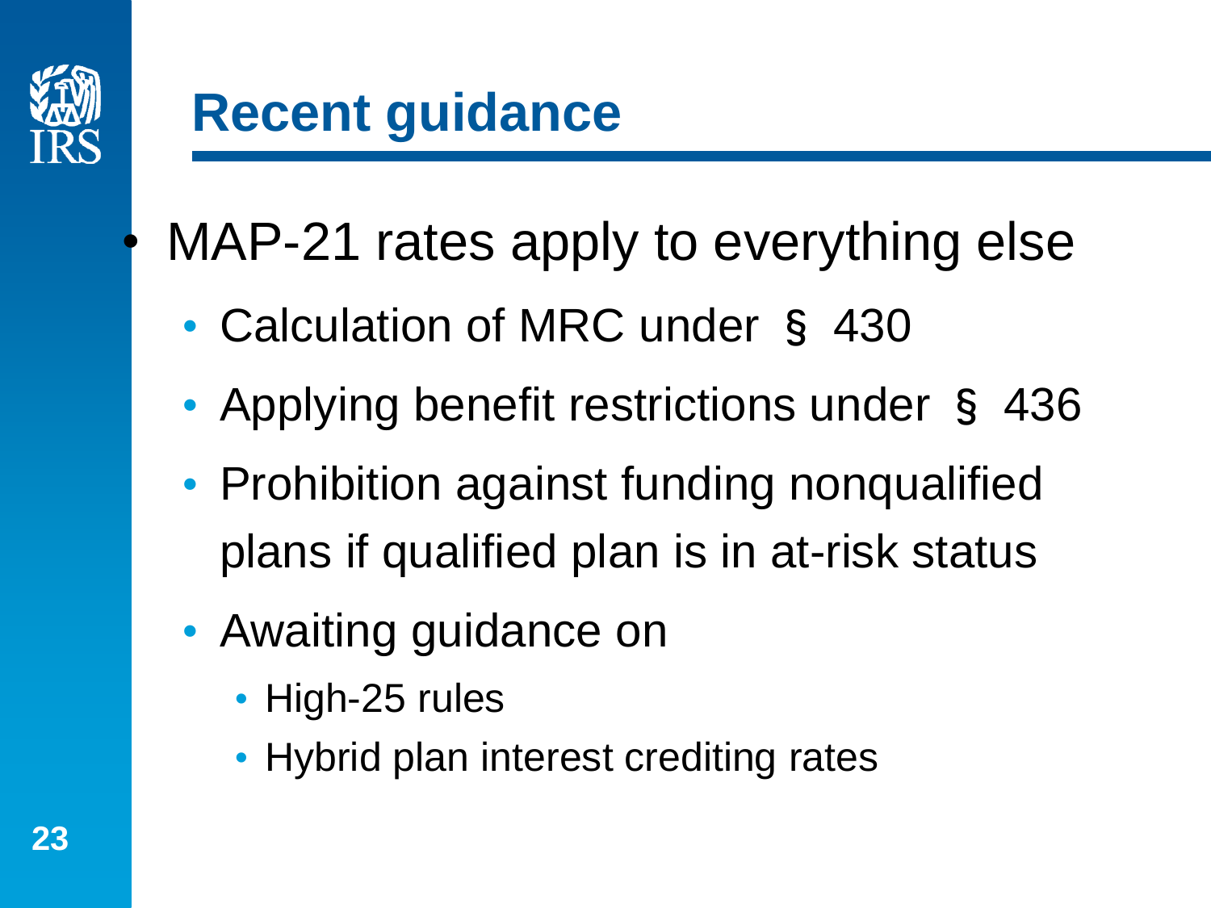# Recent guidance

- MAP-21 rates apply to everything else
  - Calculation of MRC under § 430
  - Applying benefit restrictions under § 436
  - Prohibition against funding nonqualified plans if qualified plan is in at-risk status
  - Awaiting guidance on
    - High-25 rules
    - Hybrid plan interest crediting rates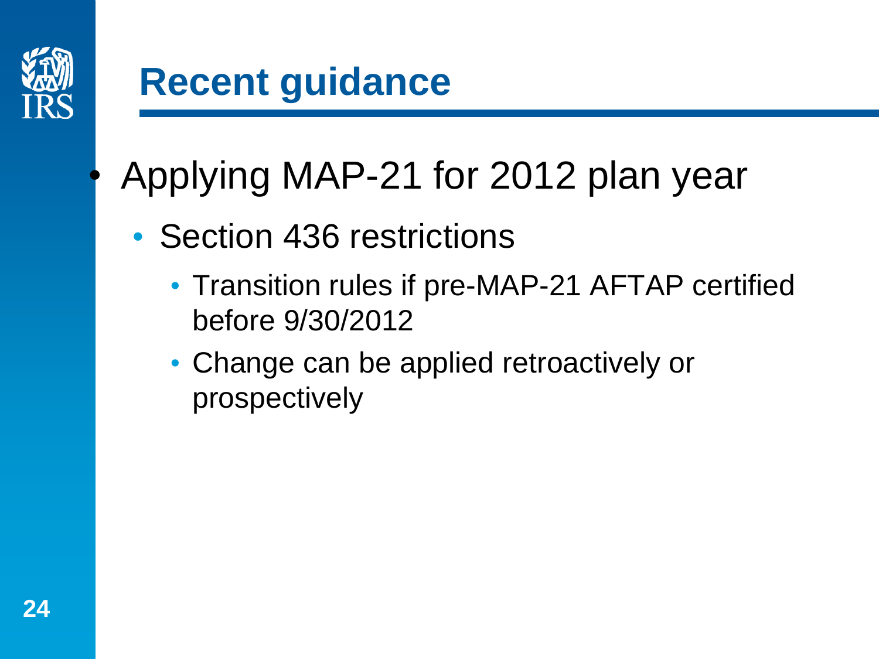# Recent guidance

- Applying MAP-21 for 2012 plan year
  - Section 436 restrictions
    - Transition rules if pre-MAP-21 AFTAP certified before 9/30/2012
    - Change can be applied retroactively or prospectively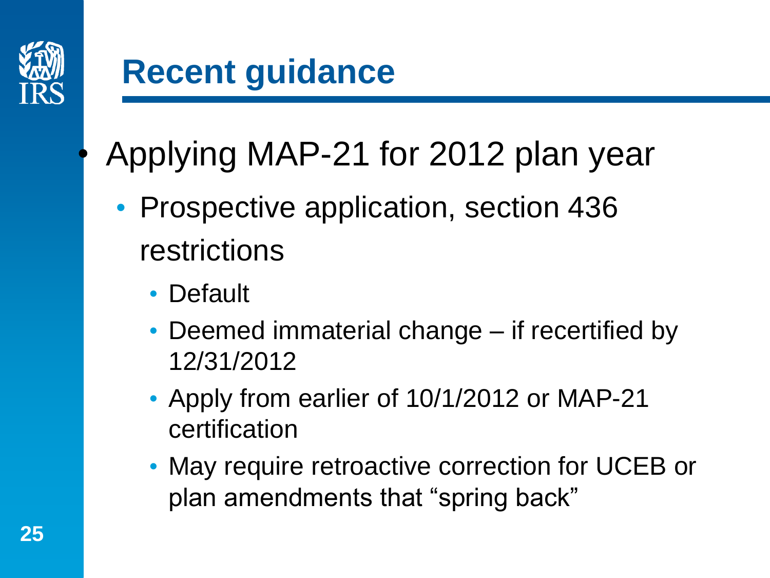# Recent guidance

- Applying MAP-21 for 2012 plan year
  - Prospective application, section 436 restrictions
    - Default
    - Deemed immaterial change – if recertified by 12/31/2012
    - Apply from earlier of 10/1/2012 or MAP-21 certification
    - May require retroactive correction for UCEB or plan amendments that “spring back”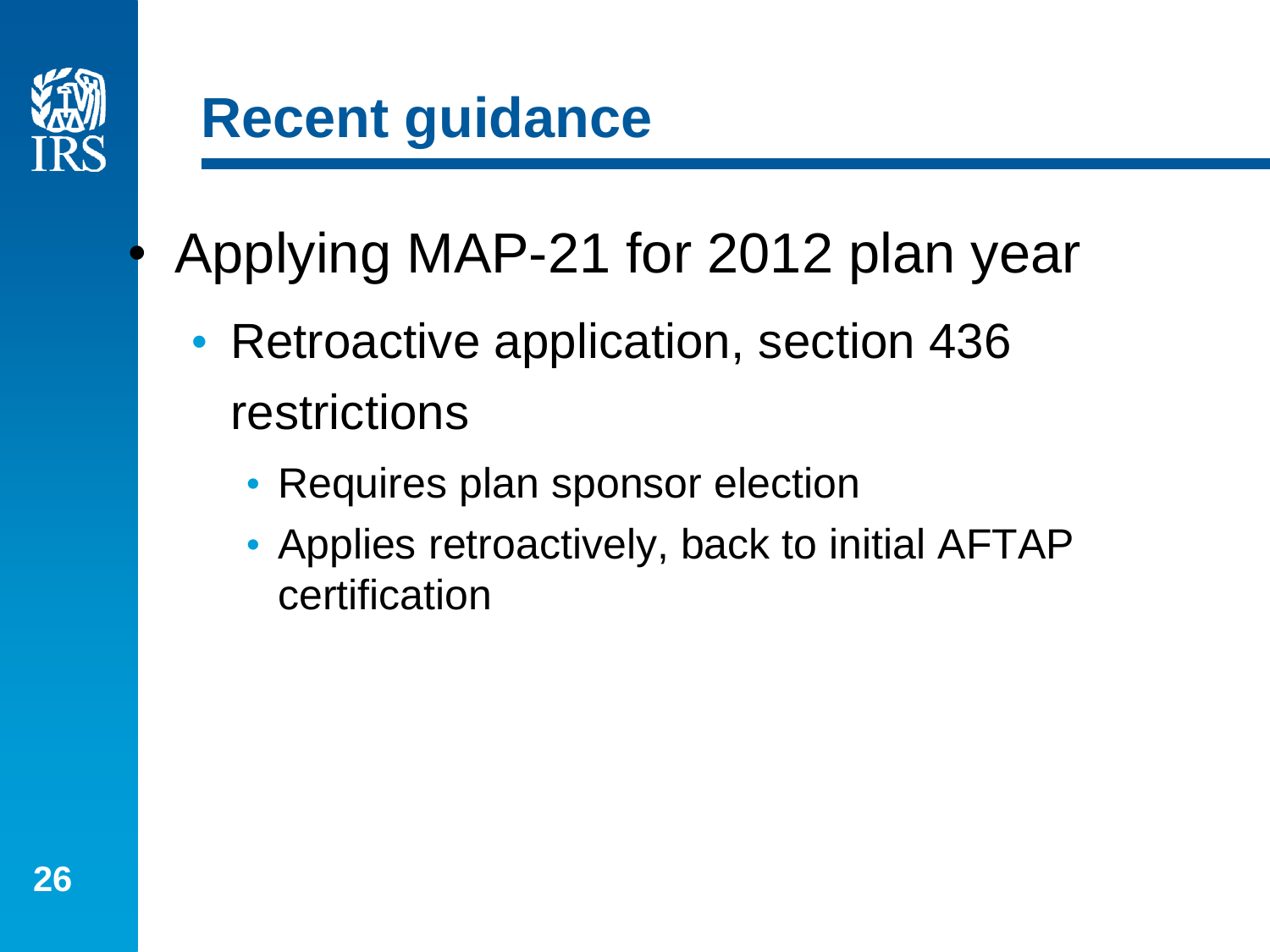# Recent guidance

- Applying MAP-21 for 2012 plan year
  - Retroactive application, section 436 restrictions
    - Requires plan sponsor election
    - Applies retroactively, back to initial AFTAP certification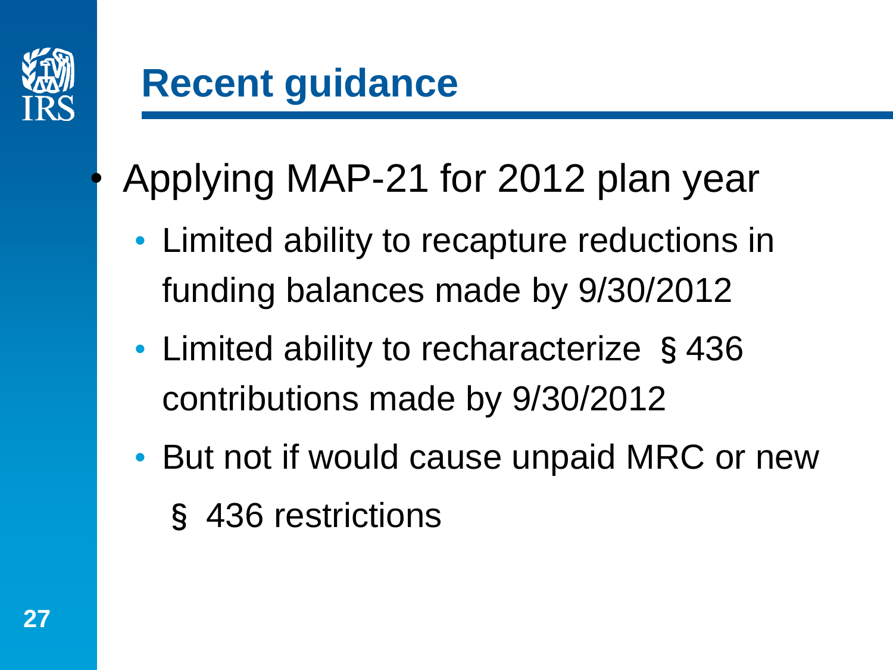# Recent guidance

- Applying MAP-21 for 2012 plan year
  - Limited ability to recapture reductions in funding balances made by 9/30/2012
  - Limited ability to recharacterize § 436 contributions made by 9/30/2012
  - But not if would cause unpaid MRC or new § 436 restrictions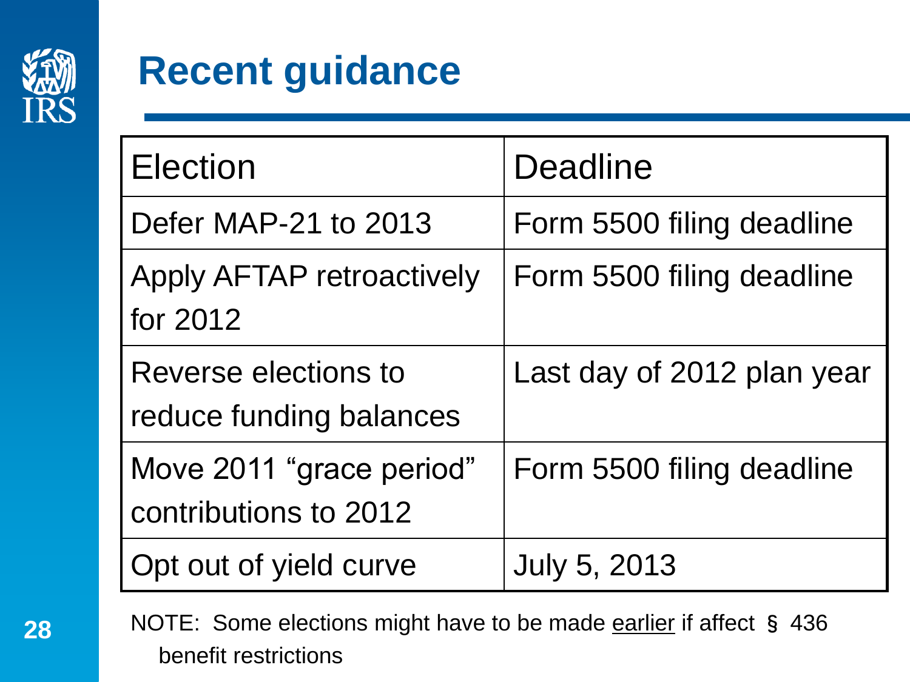# Recent guidance

| Election | Deadline |
| --- | --- |
| Defer MAP-21 to 2013 | Form 5500 filing deadline |
| Apply AFTAP retroactively for 2012 | Form 5500 filing deadline |
| Reverse elections to reduce funding balances | Last day of 2012 plan year |
| Move 2011 "grace period" contributions to 2012 | Form 5500 filing deadline |
| Opt out of yield curve | July 5, 2013 |

NOTE: Some elections might have to be made <u>earlier</u> if affect § 436 benefit restrictions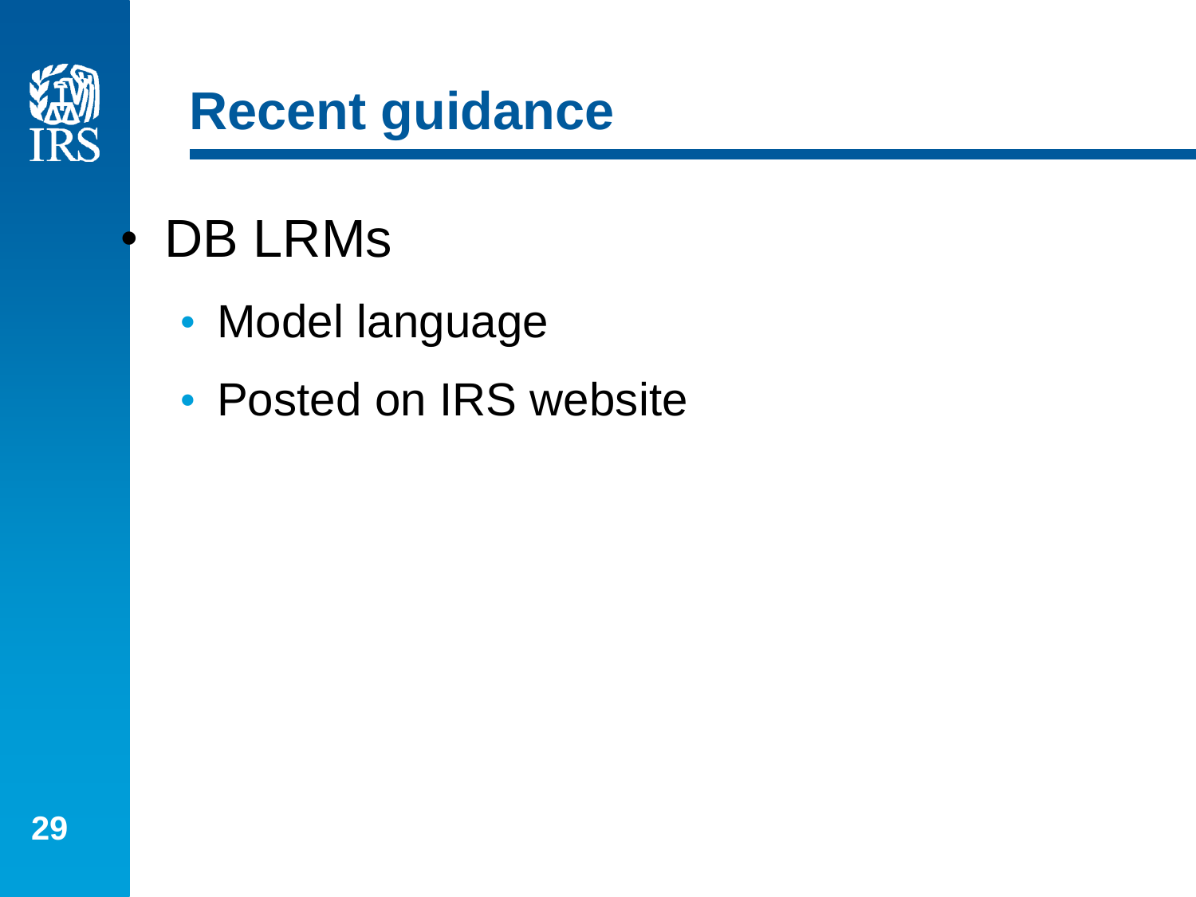# Recent guidance

- DB LRMs
  - Model language
  - Posted on IRS website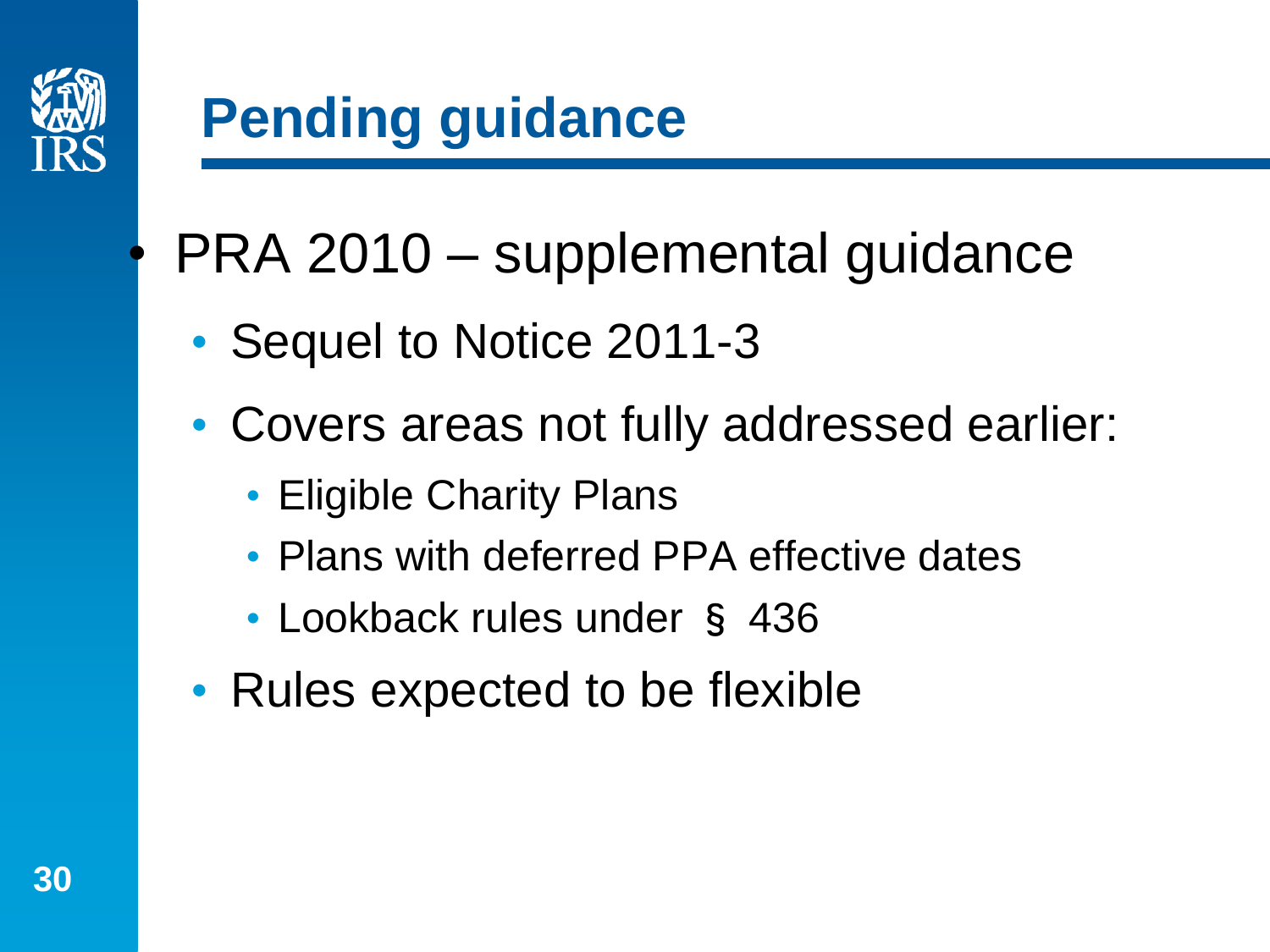# Pending guidance

- PRA 2010 – supplemental guidance
  - Sequel to Notice 2011-3
  - Covers areas not fully addressed earlier:
    - Eligible Charity Plans
    - Plans with deferred PPA effective dates
    - Lookback rules under § 436
  - Rules expected to be flexible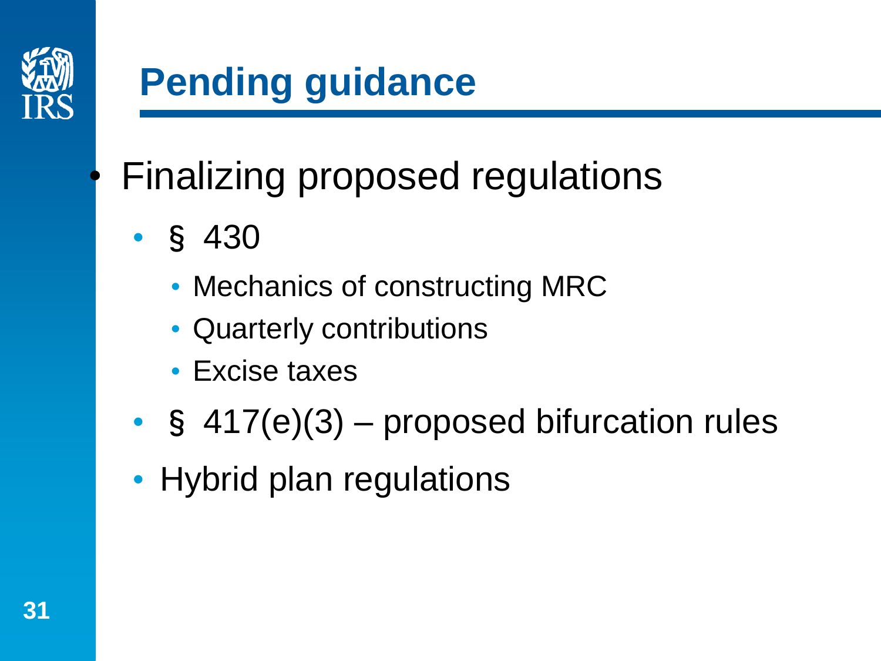# Pending guidance

- Finalizing proposed regulations
  - § 430
    - Mechanics of constructing MRC
    - Quarterly contributions
    - Excise taxes
  - § 417(e)(3) – proposed bifurcation rules
  - Hybrid plan regulations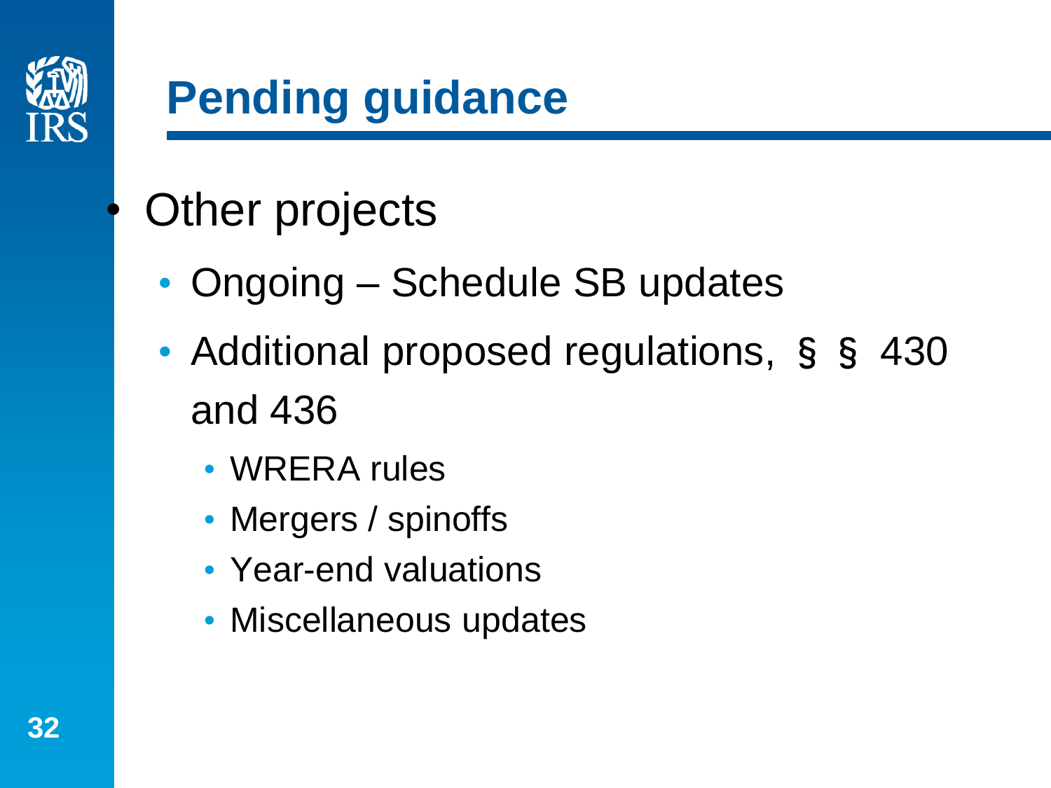# Pending guidance

- Other projects
  - Ongoing – Schedule SB updates
  - Additional proposed regulations, §§ 430 and 436
    - WRERA rules
    - Mergers / spinoffs
    - Year-end valuations
    - Miscellaneous updates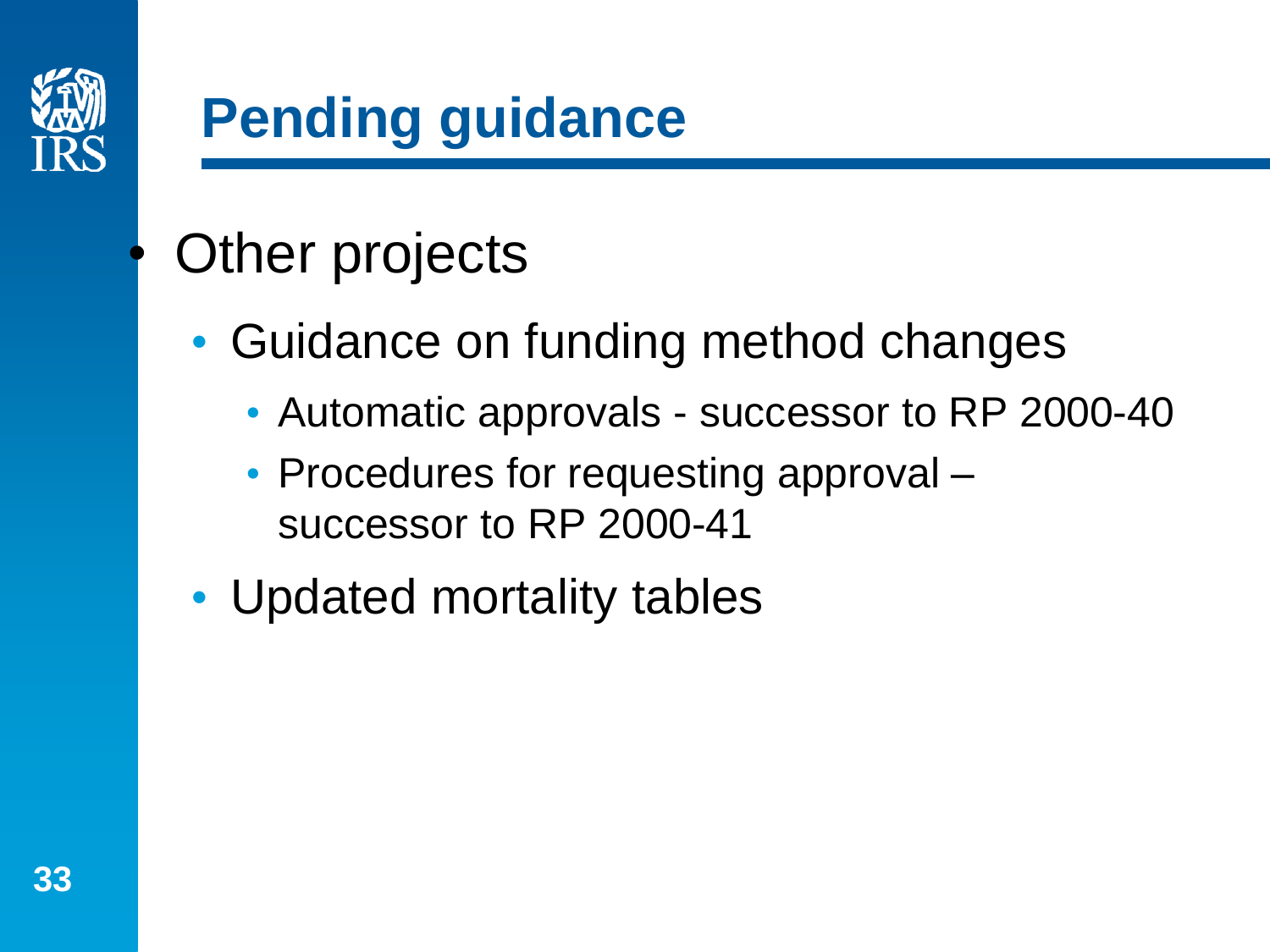# Pending guidance

- Other projects
  - Guidance on funding method changes
    - Automatic approvals - successor to RP 2000-40
    - Procedures for requesting approval – successor to RP 2000-41
  - Updated mortality tables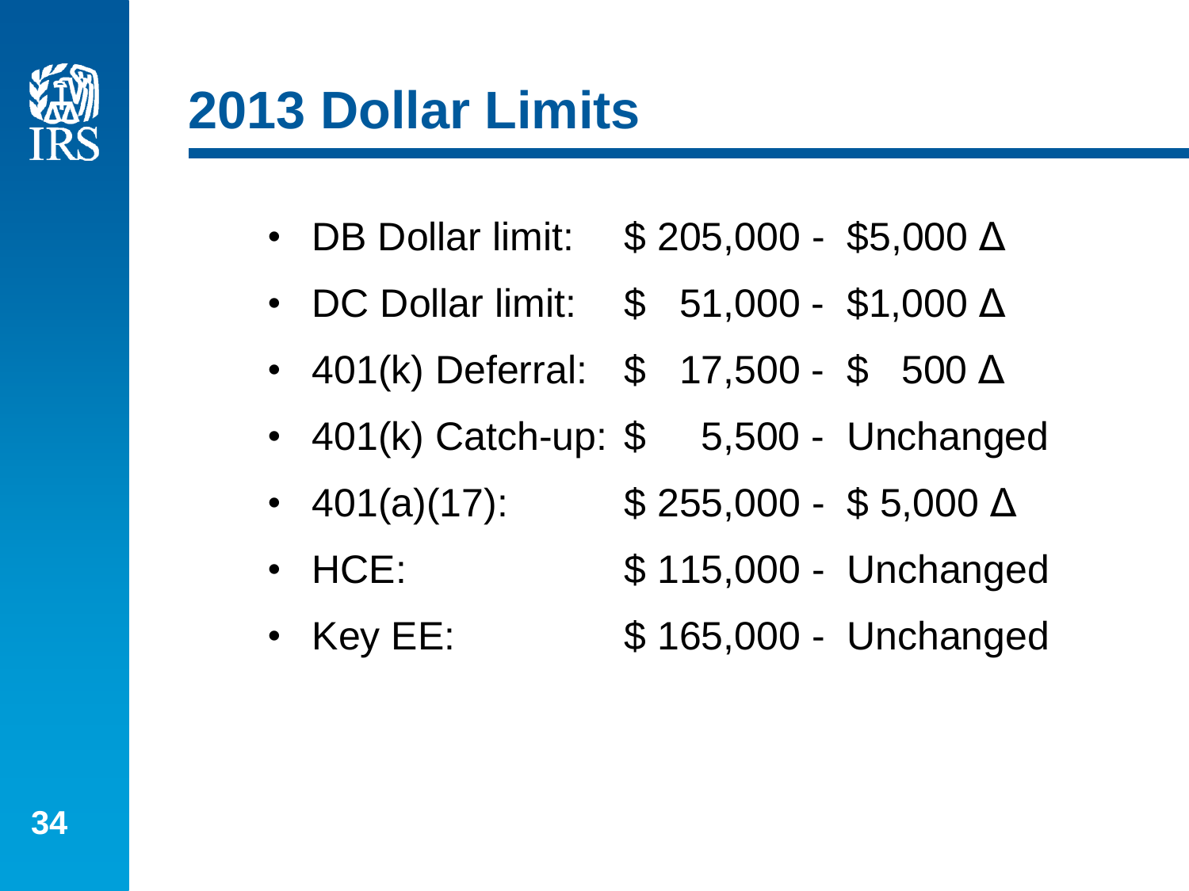# 2013 Dollar Limits

- DB Dollar limit: $ 205,000 - $5,000 Δ
- DC Dollar limit: $ 51,000 - $1,000 Δ
- 401(k) Deferral: $ 17,500 - $ 500 Δ
- 401(k) Catch-up: $ 5,500 - Unchanged
- 401(a)(17): $ 255,000 - $ 5,000 Δ
- HCE: $ 115,000 - Unchanged
- Key EE: $ 165,000 - Unchanged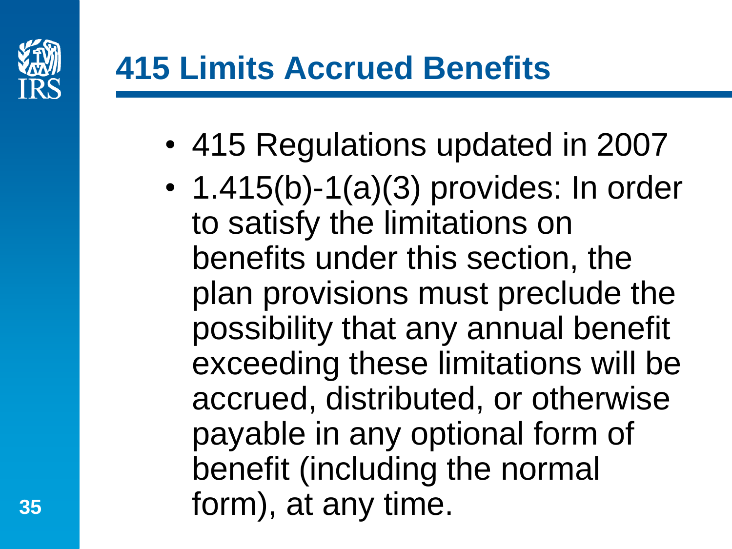# 415 Limits Accrued Benefits

- 415 Regulations updated in 2007
- 1.415(b)-1(a)(3) provides: In order to satisfy the limitations on benefits under this section, the plan provisions must preclude the possibility that any annual benefit exceeding these limitations will be accrued, distributed, or otherwise payable in any optional form of benefit (including the normal form), at any time.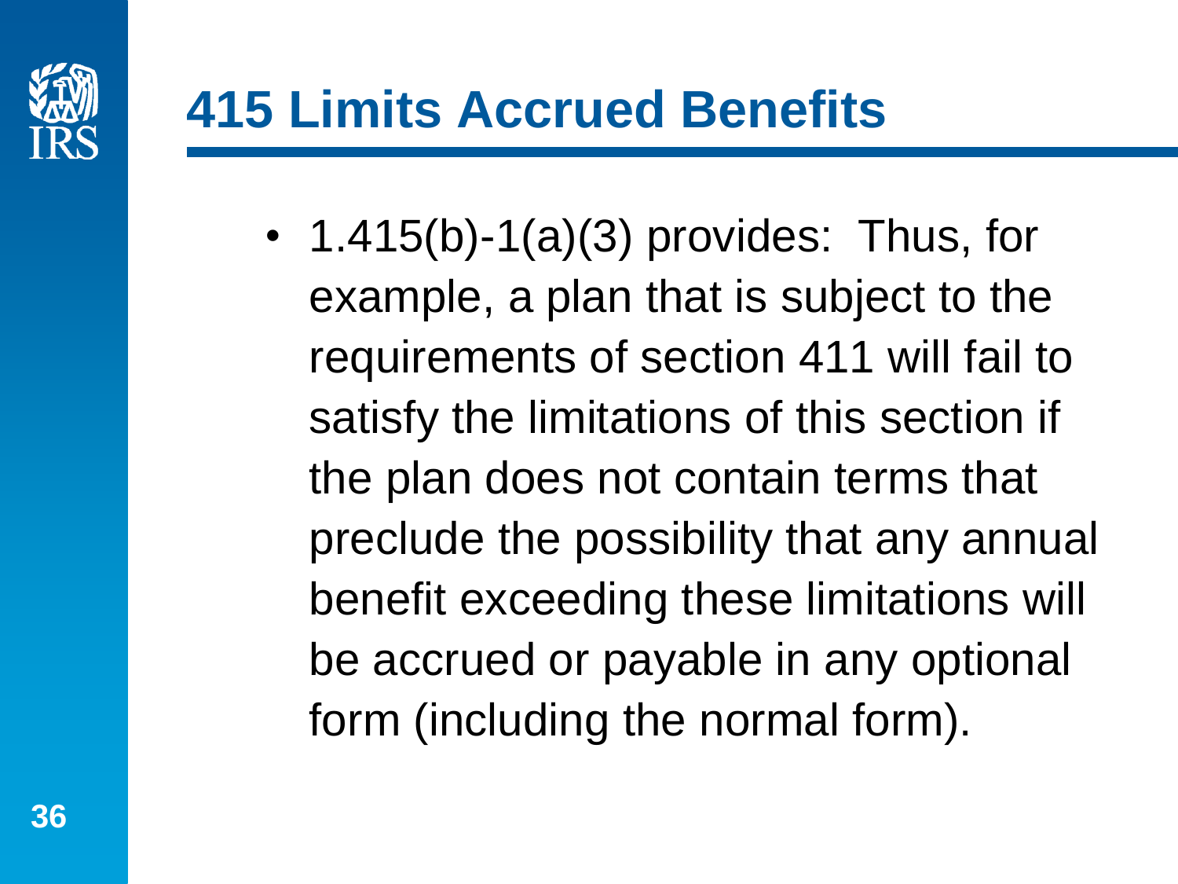# 415 Limits Accrued Benefits

- 1.415(b)-1(a)(3) provides: Thus, for example, a plan that is subject to the requirements of section 411 will fail to satisfy the limitations of this section if the plan does not contain terms that preclude the possibility that any annual benefit exceeding these limitations will be accrued or payable in any optional form (including the normal form).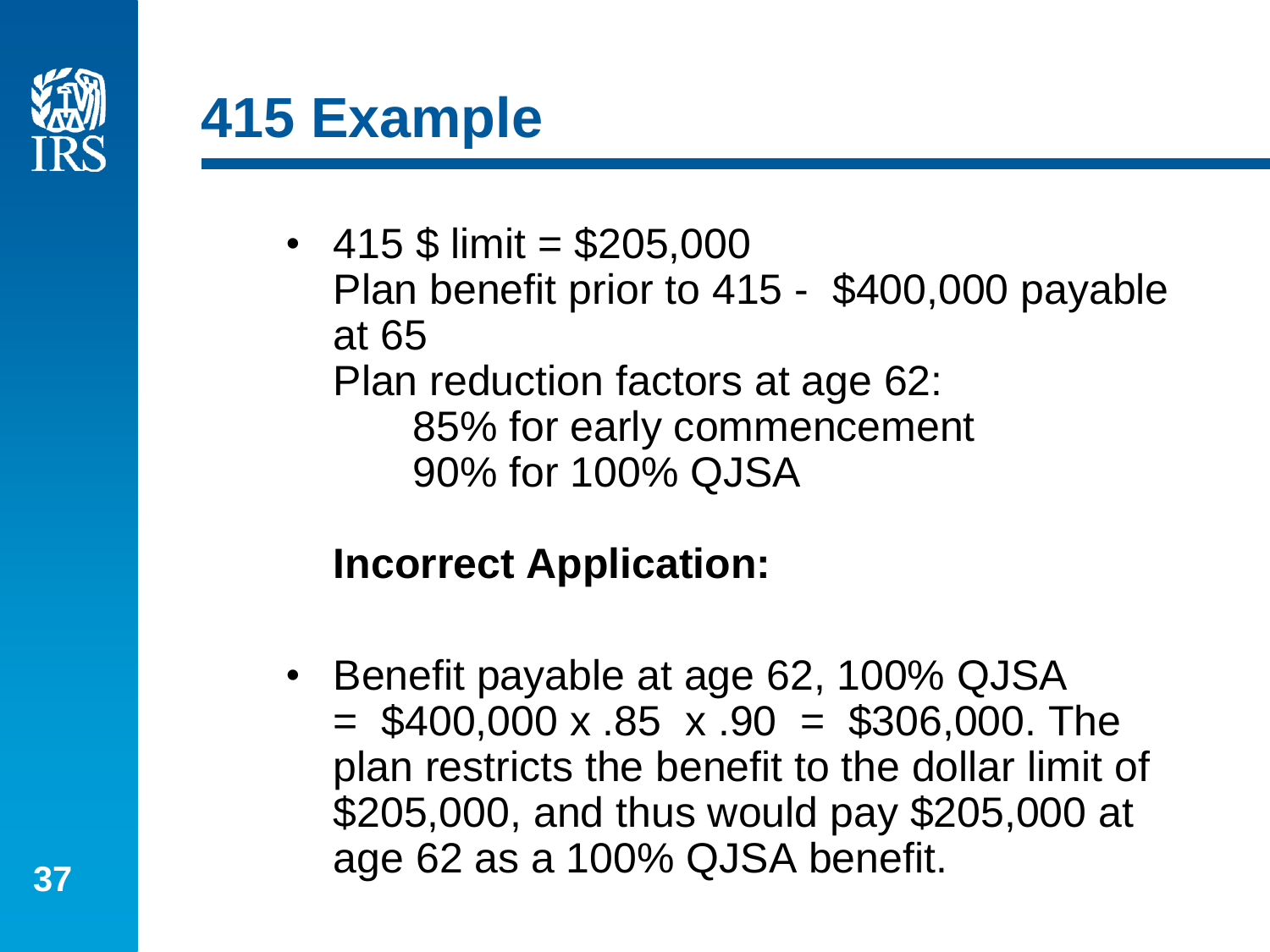# 415 Example

- 415 $ limit = $205,000
  Plan benefit prior to 415 - $400,000 payable at 65
  Plan reduction factors at age 62:
    85% for early commencement
    90% for 100% QJSA

**Incorrect Application:**

- Benefit payable at age 62, 100% QJSA = $400,000 x .85 x .90 = $306,000. The plan restricts the benefit to the dollar limit of $205,000, and thus would pay $205,000 at age 62 as a 100% QJSA benefit.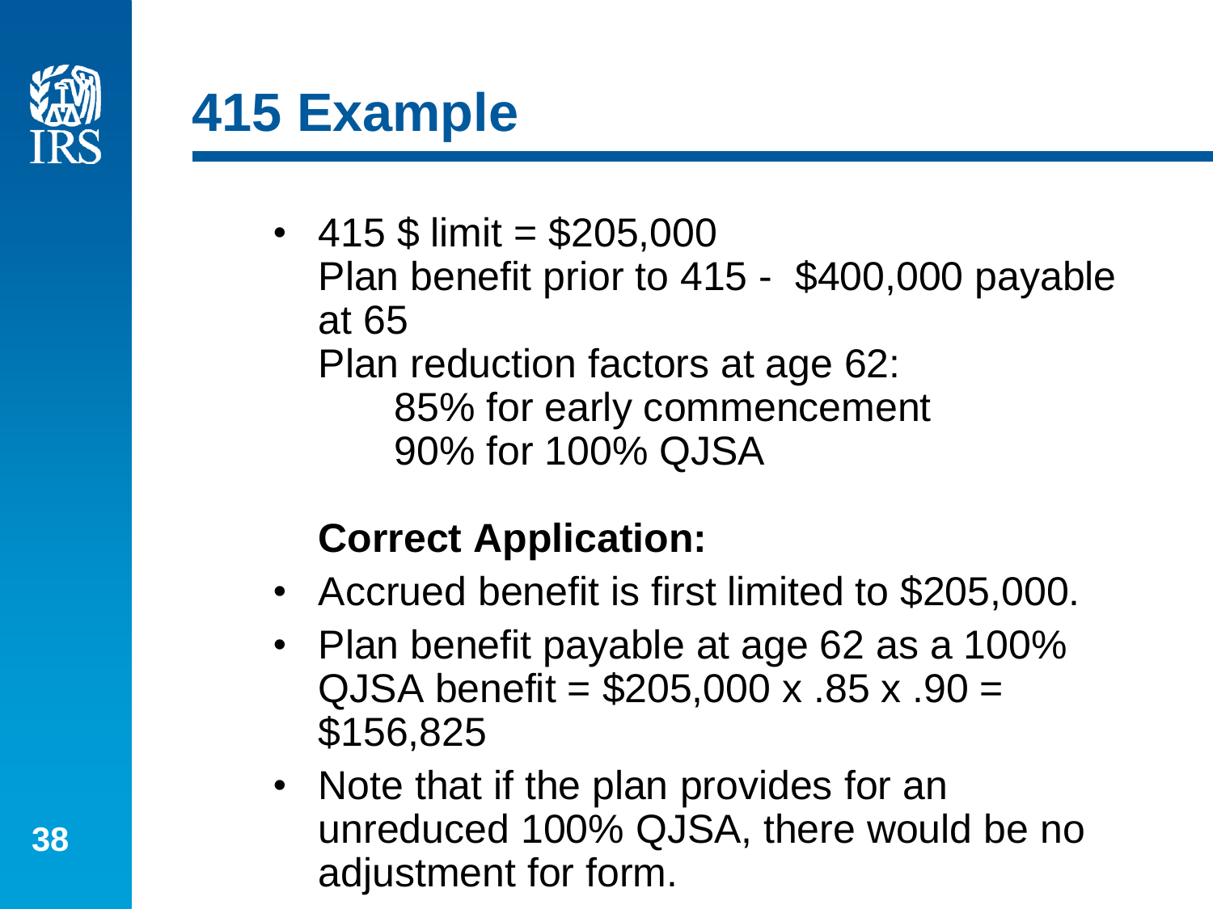# 415 Example

- 415 $ limit = $205,000
  Plan benefit prior to 415 - $400,000 payable at 65
  Plan reduction factors at age 62:
  - 85% for early commencement
  - 90% for 100% QJSA

**Correct Application:**

- Accrued benefit is first limited to $205,000.
- Plan benefit payable at age 62 as a 100% QJSA benefit = $205,000 x .85 x .90 = $156,825
- Note that if the plan provides for an unreduced 100% QJSA, there would be no adjustment for form.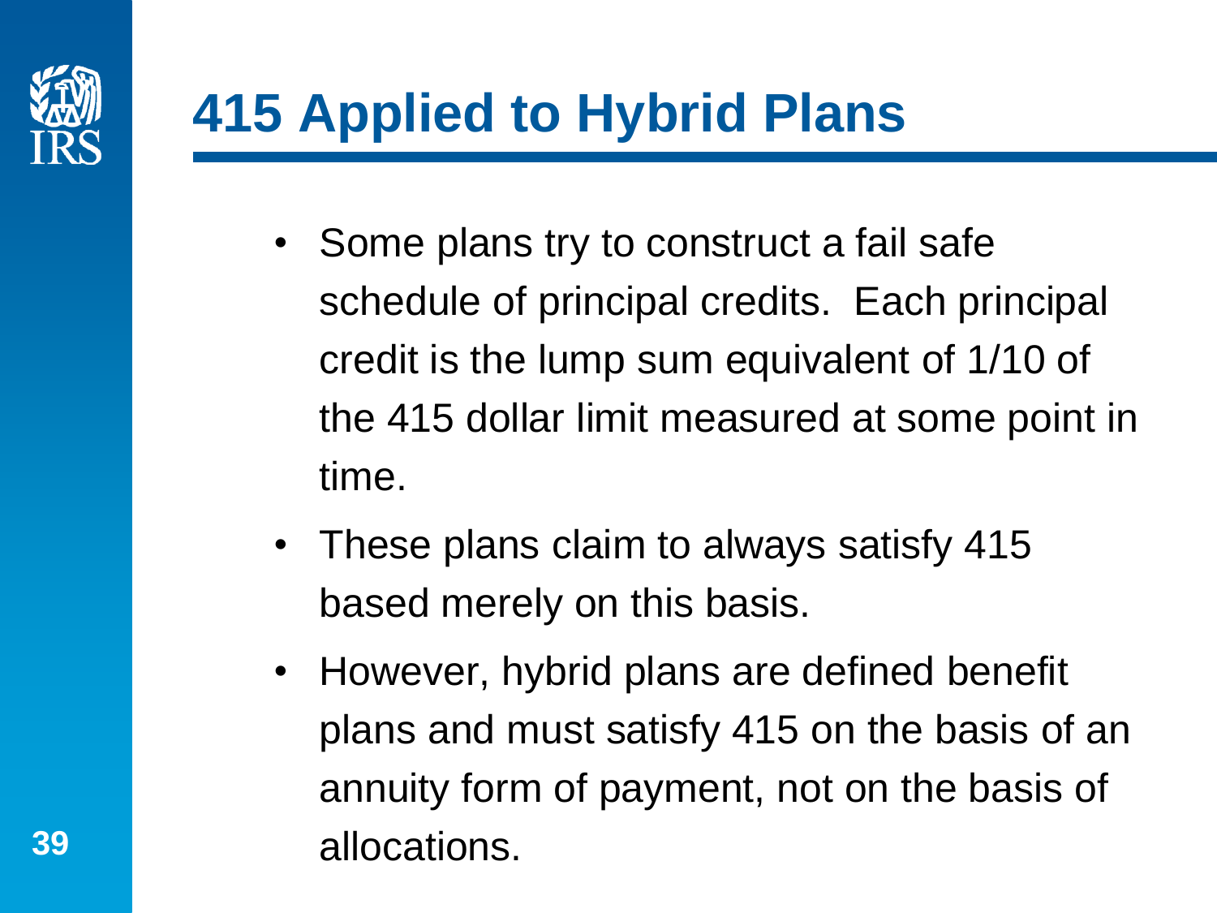# 415 Applied to Hybrid Plans

- Some plans try to construct a fail safe schedule of principal credits. Each principal credit is the lump sum equivalent of 1/10 of the 415 dollar limit measured at some point in time.
- These plans claim to always satisfy 415 based merely on this basis.
- However, hybrid plans are defined benefit plans and must satisfy 415 on the basis of an annuity form of payment, not on the basis of allocations.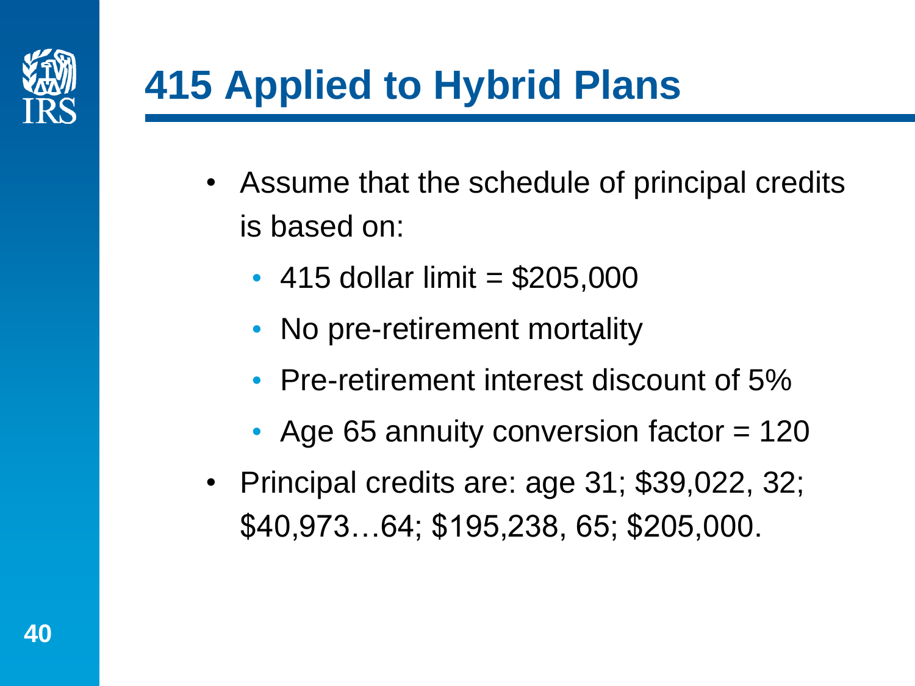# 415 Applied to Hybrid Plans

- Assume that the schedule of principal credits is based on:
  - 415 dollar limit = $205,000
  - No pre-retirement mortality
  - Pre-retirement interest discount of 5%
  - Age 65 annuity conversion factor = 120
- Principal credits are: age 31; $39,022, 32; $40,973…64; $195,238, 65; $205,000.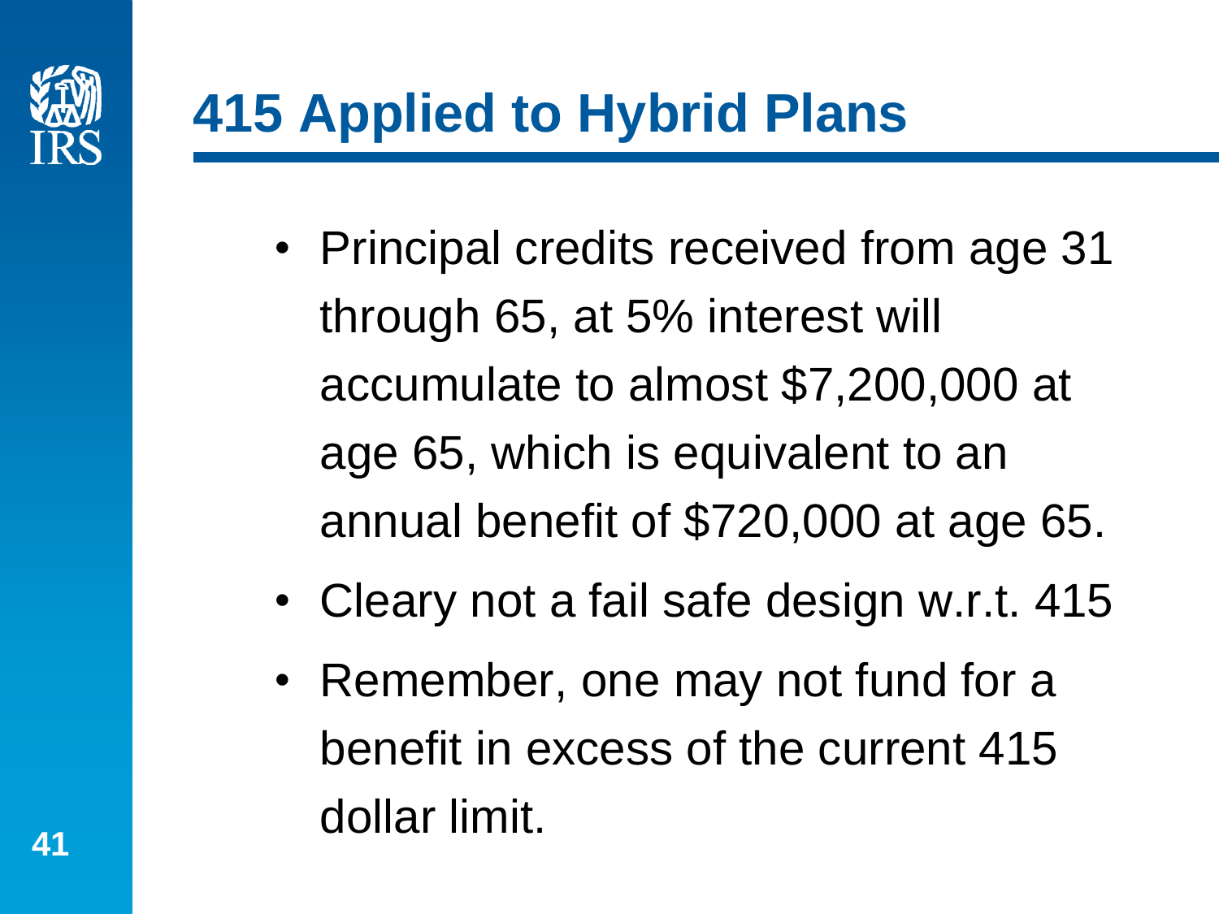# 415 Applied to Hybrid Plans

- Principal credits received from age 31 through 65, at 5% interest will accumulate to almost $7,200,000 at age 65, which is equivalent to an annual benefit of $720,000 at age 65.
- Cleary not a fail safe design w.r.t. 415
- Remember, one may not fund for a benefit in excess of the current 415 dollar limit.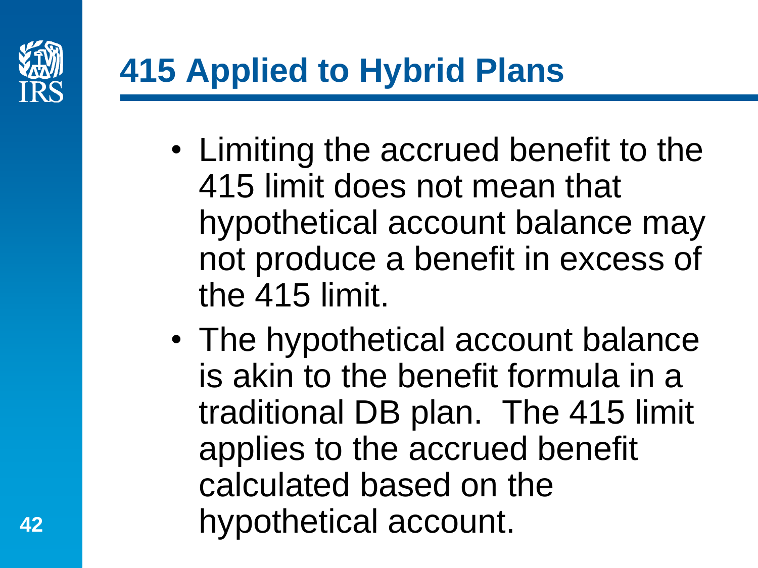# 415 Applied to Hybrid Plans

- Limiting the accrued benefit to the 415 limit does not mean that hypothetical account balance may not produce a benefit in excess of the 415 limit.
- The hypothetical account balance is akin to the benefit formula in a traditional DB plan. The 415 limit applies to the accrued benefit calculated based on the hypothetical account.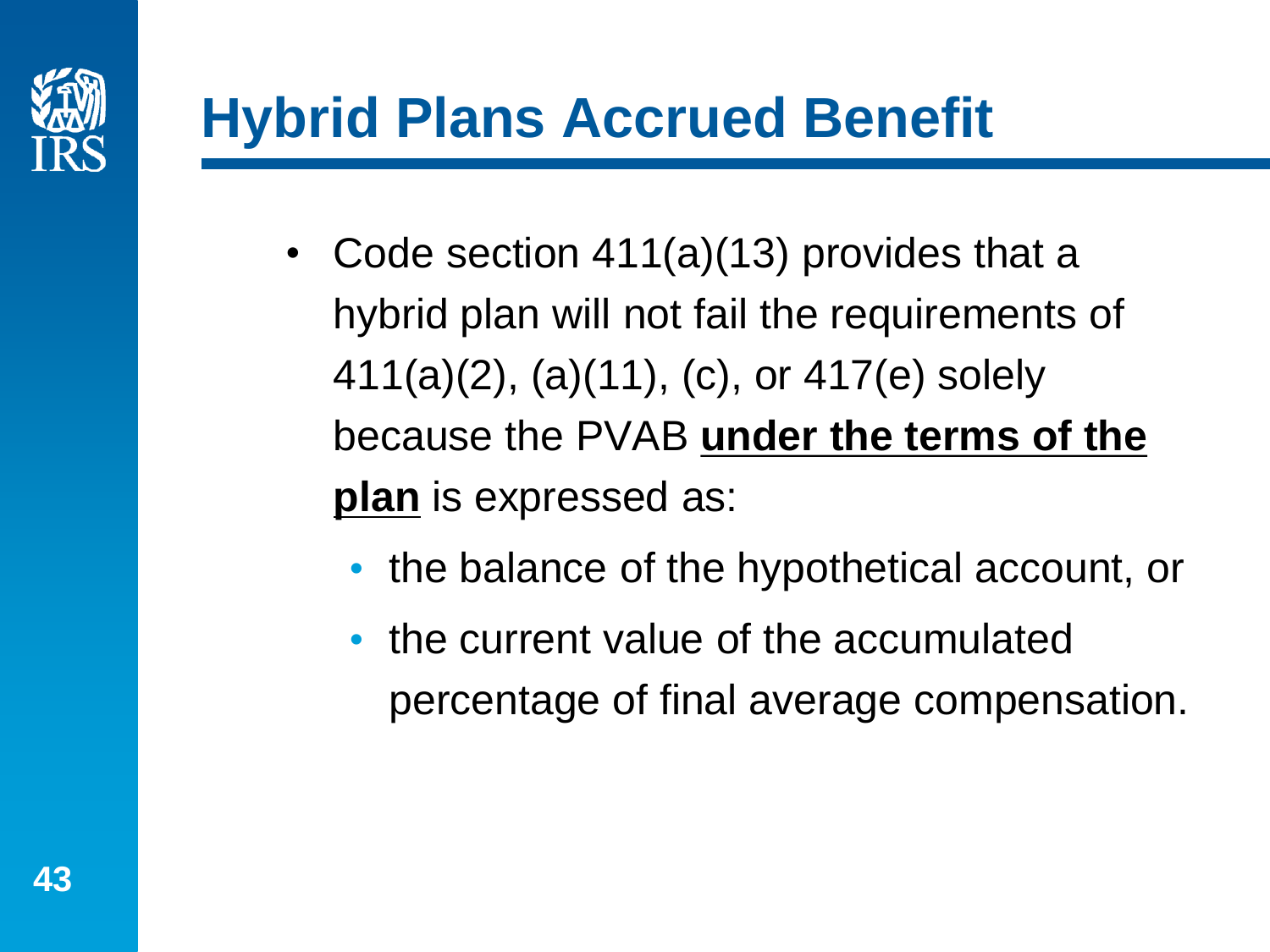# Hybrid Plans Accrued Benefit

- Code section 411(a)(13) provides that a hybrid plan will not fail the requirements of 411(a)(2), (a)(11), (c), or 417(e) solely because the PVAB **under the terms of the plan** is expressed as:
  - the balance of the hypothetical account, or
  - the current value of the accumulated percentage of final average compensation.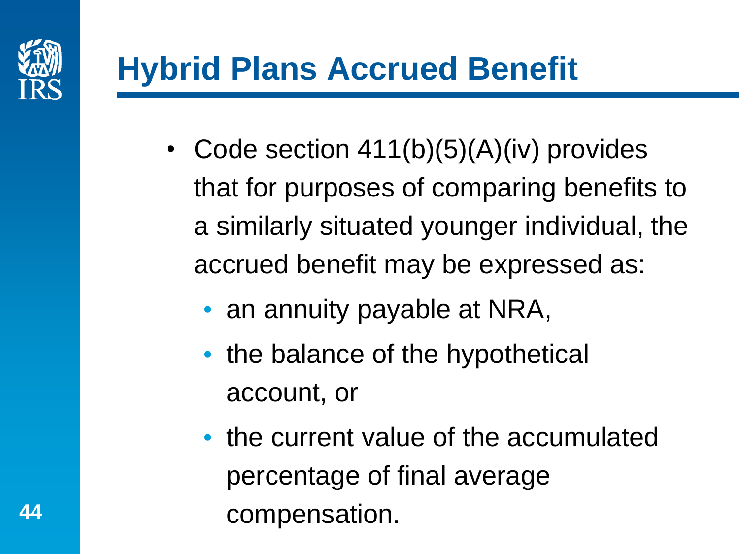# Hybrid Plans Accrued Benefit

- Code section 411(b)(5)(A)(iv) provides that for purposes of comparing benefits to a similarly situated younger individual, the accrued benefit may be expressed as:
  - an annuity payable at NRA,
  - the balance of the hypothetical account, or
  - the current value of the accumulated percentage of final average compensation.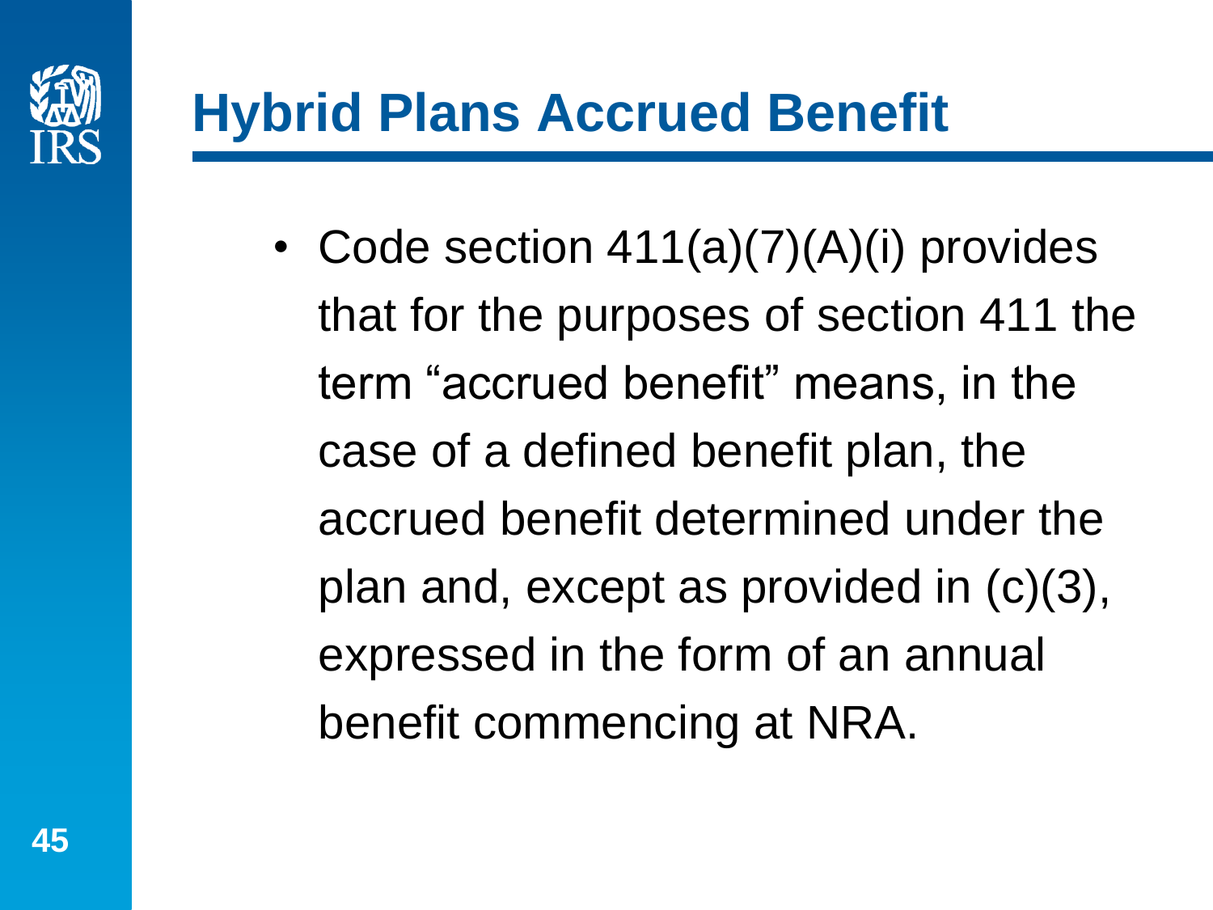# Hybrid Plans Accrued Benefit

- Code section 411(a)(7)(A)(i) provides that for the purposes of section 411 the term “accrued benefit” means, in the case of a defined benefit plan, the accrued benefit determined under the plan and, except as provided in (c)(3), expressed in the form of an annual benefit commencing at NRA.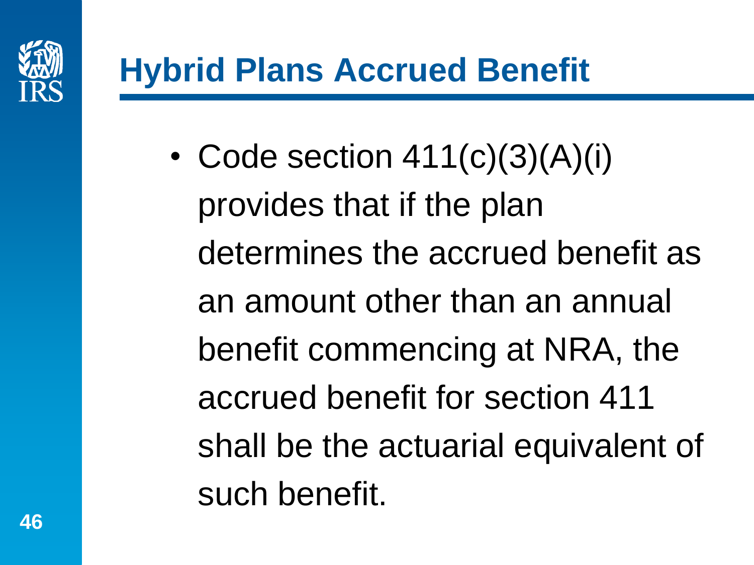# Hybrid Plans Accrued Benefit

- Code section 411(c)(3)(A)(i) provides that if the plan determines the accrued benefit as an amount other than an annual benefit commencing at NRA, the accrued benefit for section 411 shall be the actuarial equivalent of such benefit.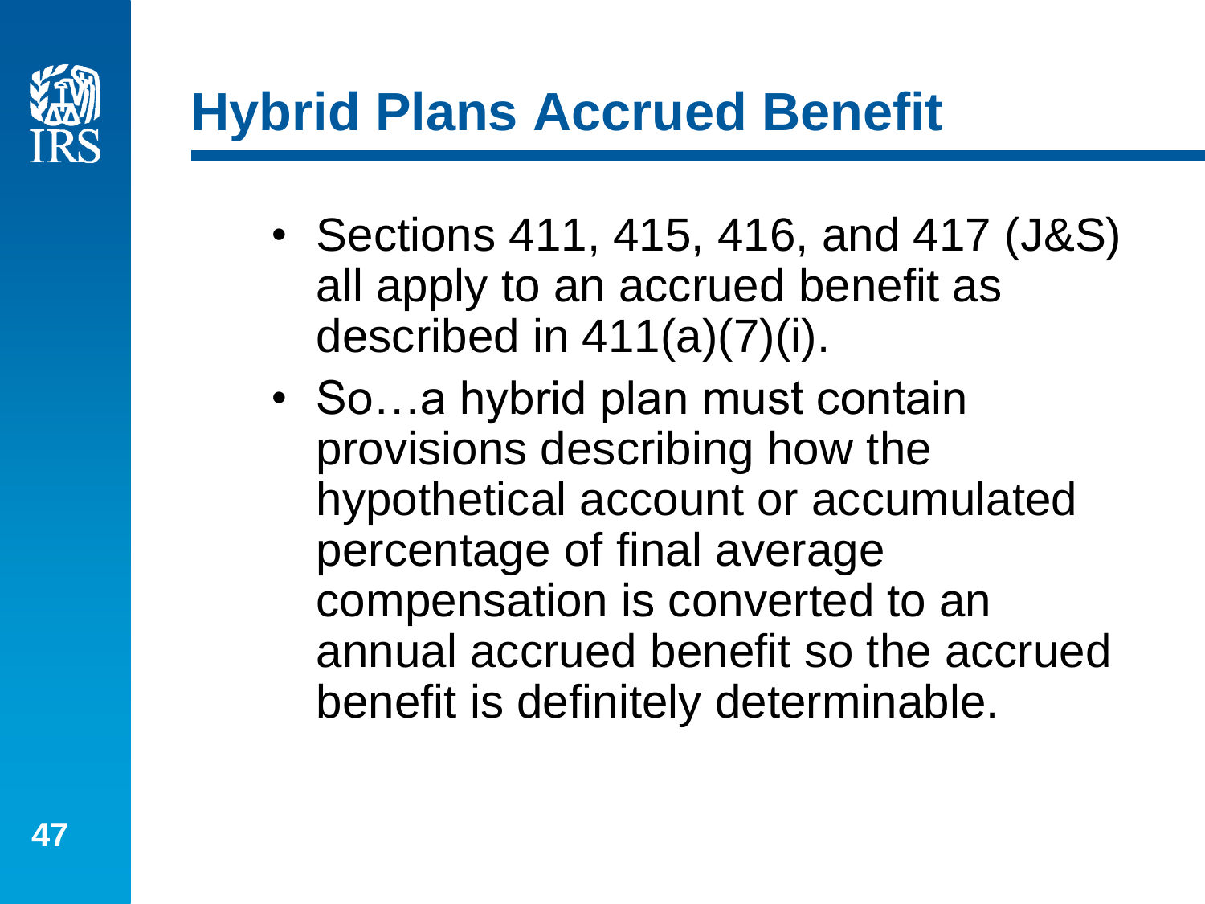# Hybrid Plans Accrued Benefit

- Sections 411, 415, 416, and 417 (J&S) all apply to an accrued benefit as described in 411(a)(7)(i).
- So…a hybrid plan must contain provisions describing how the hypothetical account or accumulated percentage of final average compensation is converted to an annual accrued benefit so the accrued benefit is definitely determinable.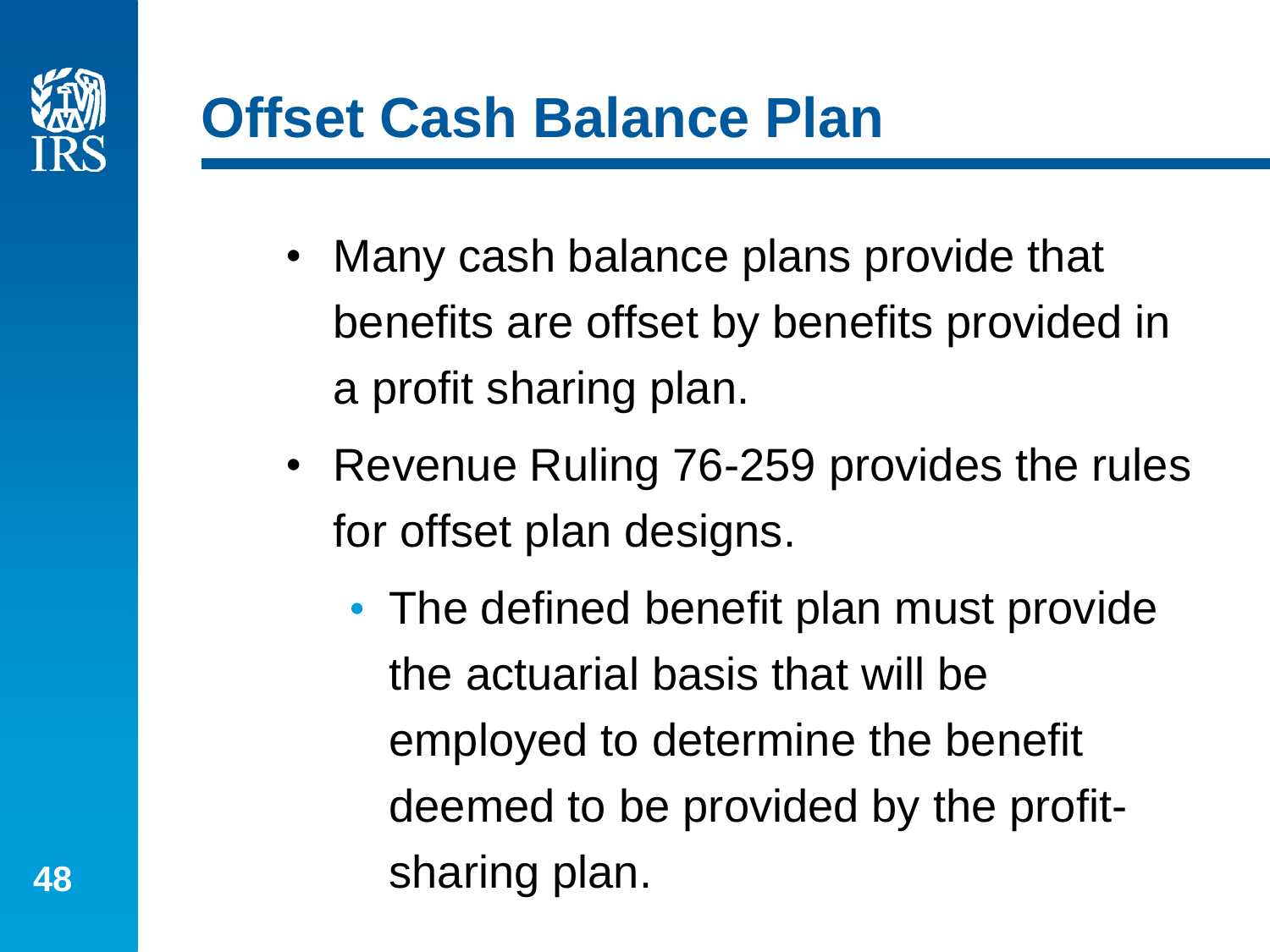# Offset Cash Balance Plan

- Many cash balance plans provide that benefits are offset by benefits provided in a profit sharing plan.
- Revenue Ruling 76-259 provides the rules for offset plan designs.
  - The defined benefit plan must provide the actuarial basis that will be employed to determine the benefit deemed to be provided by the profit-sharing plan.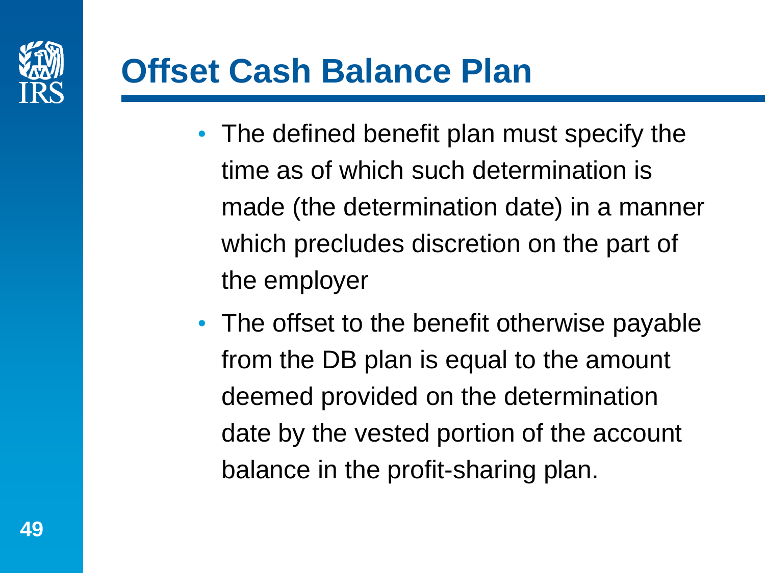# Offset Cash Balance Plan

- The defined benefit plan must specify the time as of which such determination is made (the determination date) in a manner which precludes discretion on the part of the employer
- The offset to the benefit otherwise payable from the DB plan is equal to the amount deemed provided on the determination date by the vested portion of the account balance in the profit-sharing plan.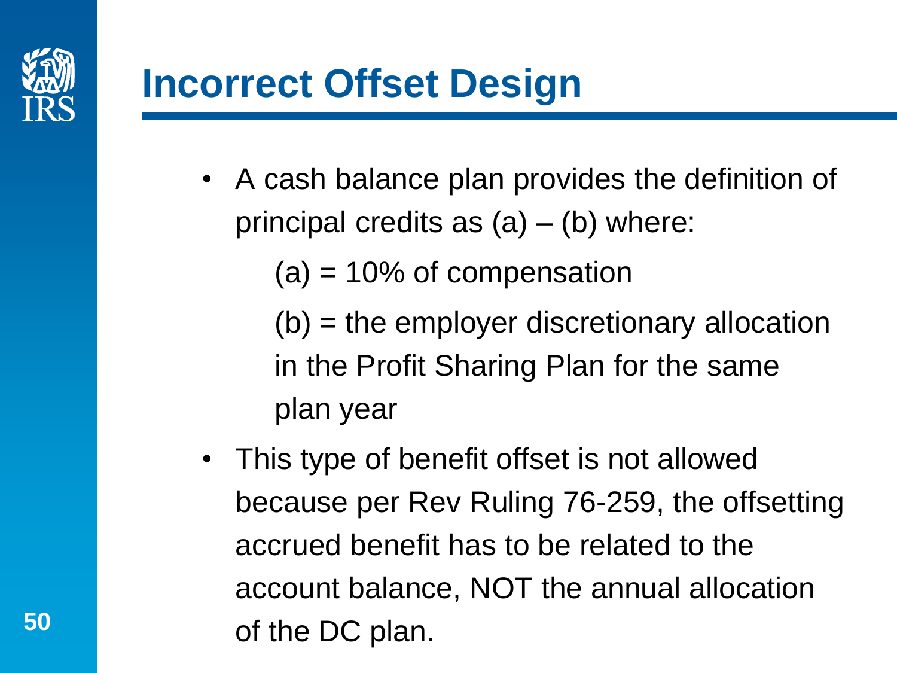# Incorrect Offset Design

- A cash balance plan provides the definition of principal credits as (a) – (b) where:

  (a) = 10% of compensation

  (b) = the employer discretionary allocation in the Profit Sharing Plan for the same plan year

- This type of benefit offset is not allowed because per Rev Ruling 76-259, the offsetting accrued benefit has to be related to the account balance, NOT the annual allocation of the DC plan.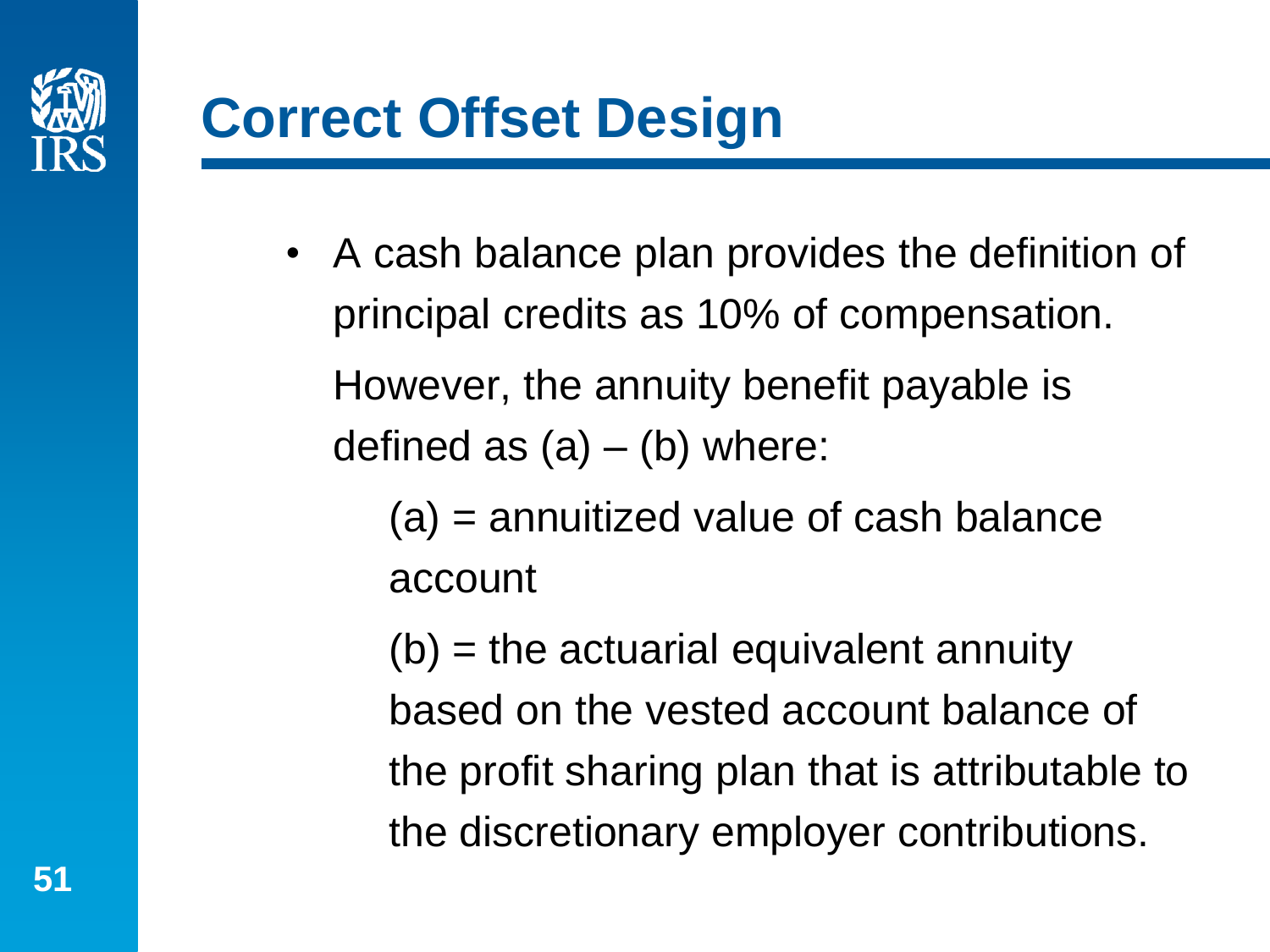# Correct Offset Design

- A cash balance plan provides the definition of principal credits as 10% of compensation.

  However, the annuity benefit payable is defined as (a) – (b) where:

  (a) = annuitized value of cash balance account

  (b) = the actuarial equivalent annuity based on the vested account balance of the profit sharing plan that is attributable to the discretionary employer contributions.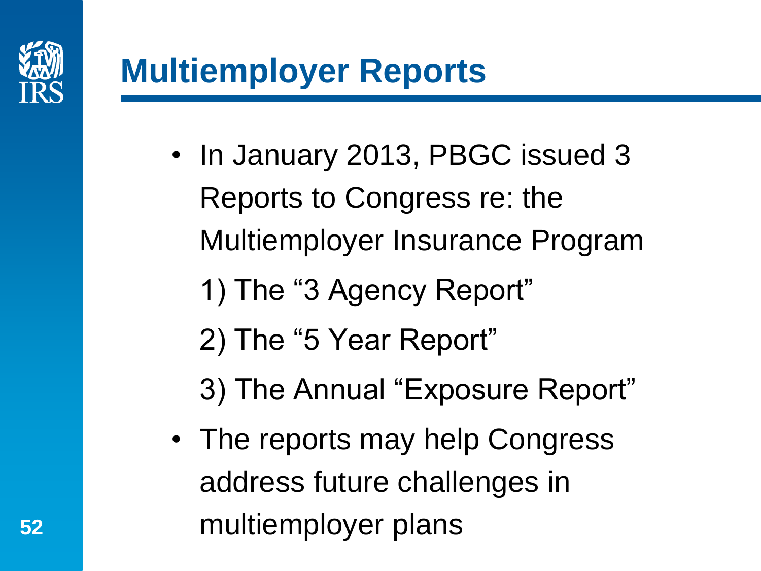# Multiemployer Reports

- In January 2013, PBGC issued 3 Reports to Congress re: the Multiemployer Insurance Program
  1) The "3 Agency Report"
  2) The "5 Year Report"
  3) The Annual "Exposure Report"
- The reports may help Congress address future challenges in multiemployer plans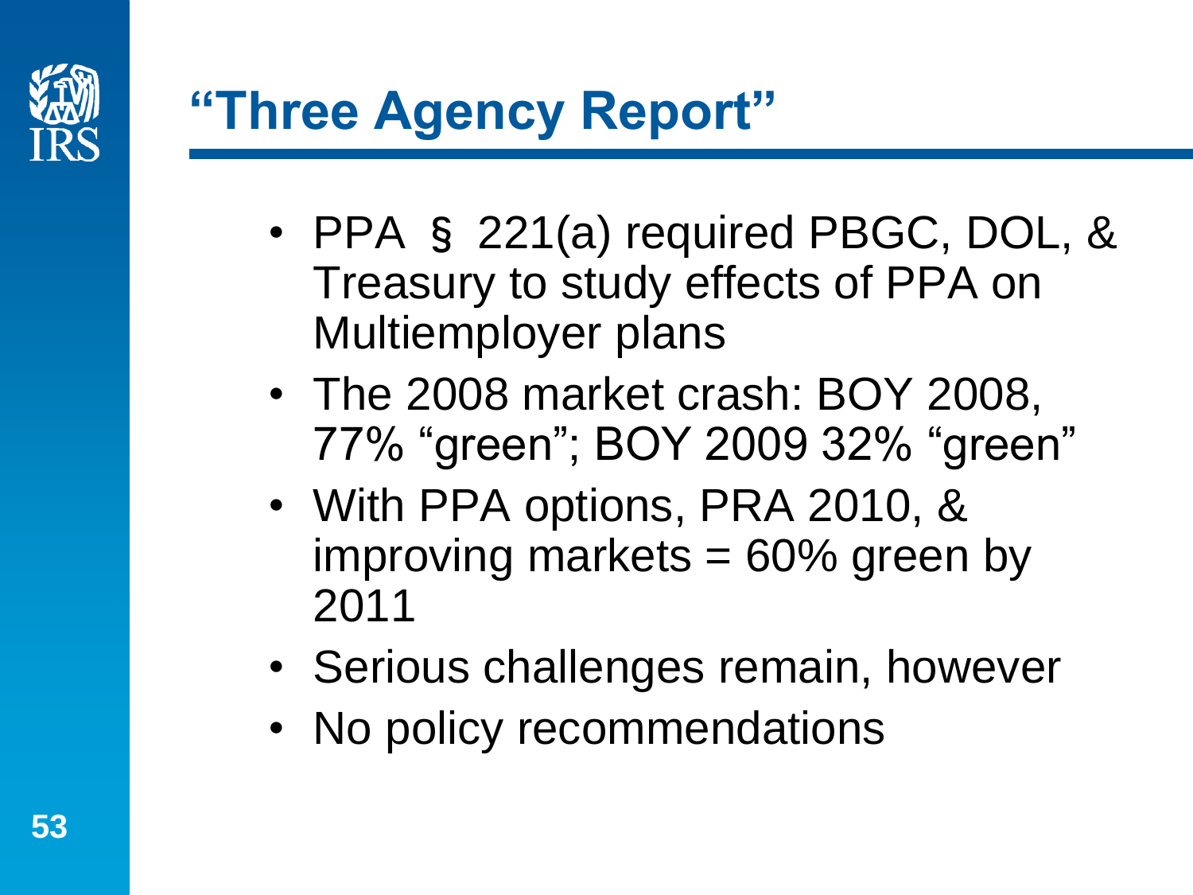# "Three Agency Report"

- PPA § 221(a) required PBGC, DOL, & Treasury to study effects of PPA on Multiemployer plans
- The 2008 market crash: BOY 2008, 77% "green"; BOY 2009 32% "green"
- With PPA options, PRA 2010, & improving markets = 60% green by 2011
- Serious challenges remain, however
- No policy recommendations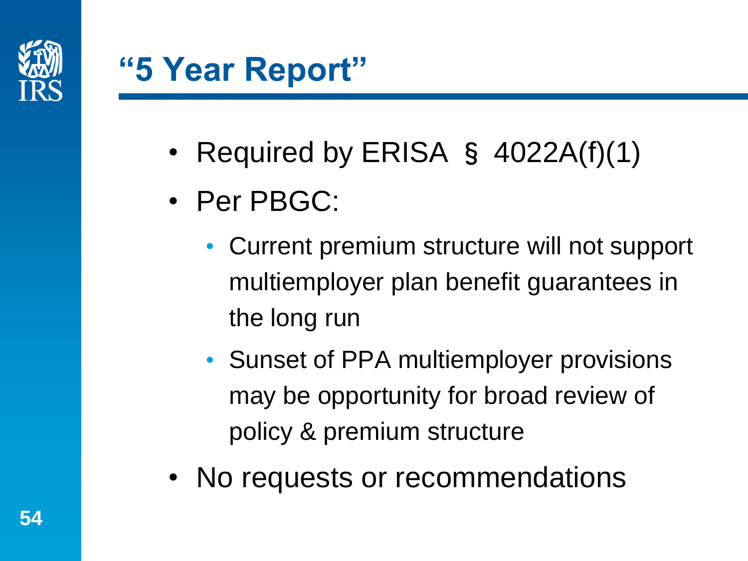# "5 Year Report"

- Required by ERISA § 4022A(f)(1)
- Per PBGC:
  - Current premium structure will not support multiemployer plan benefit guarantees in the long run
  - Sunset of PPA multiemployer provisions may be opportunity for broad review of policy & premium structure
- No requests or recommendations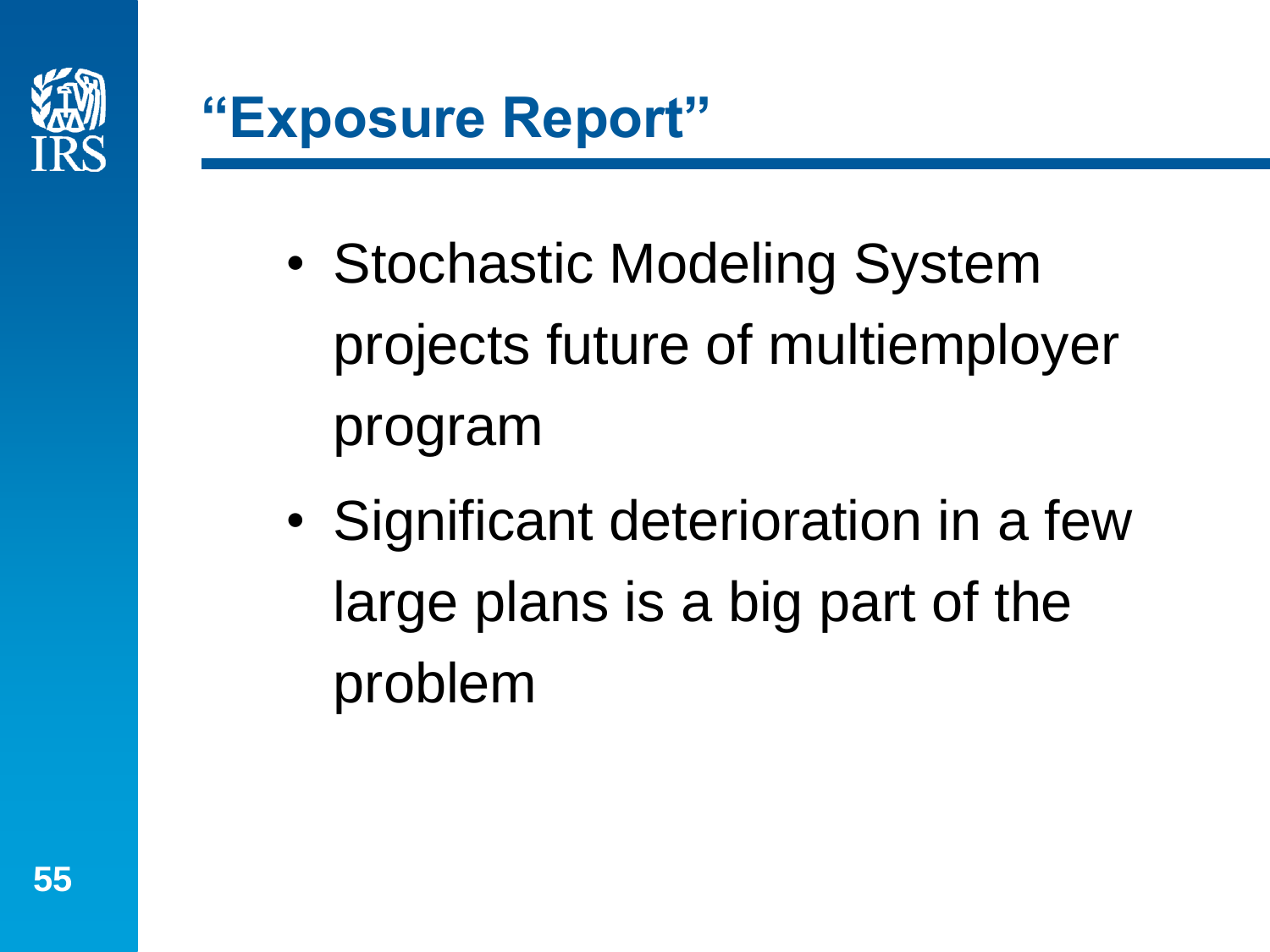# “Exposure Report”

- Stochastic Modeling System projects future of multiemployer program
- Significant deterioration in a few large plans is a big part of the problem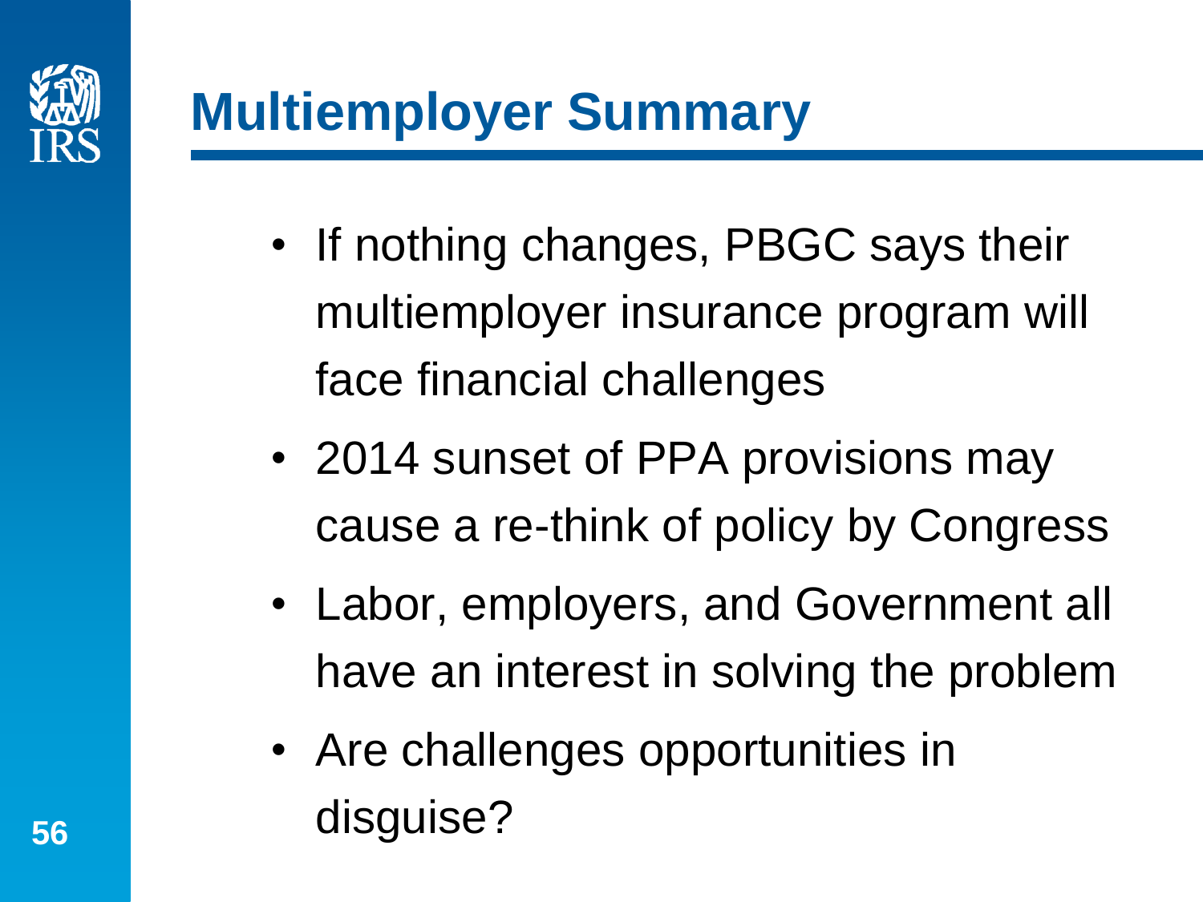# Multiemployer Summary

- If nothing changes, PBGC says their multiemployer insurance program will face financial challenges
- 2014 sunset of PPA provisions may cause a re-think of policy by Congress
- Labor, employers, and Government all have an interest in solving the problem
- Are challenges opportunities in disguise?